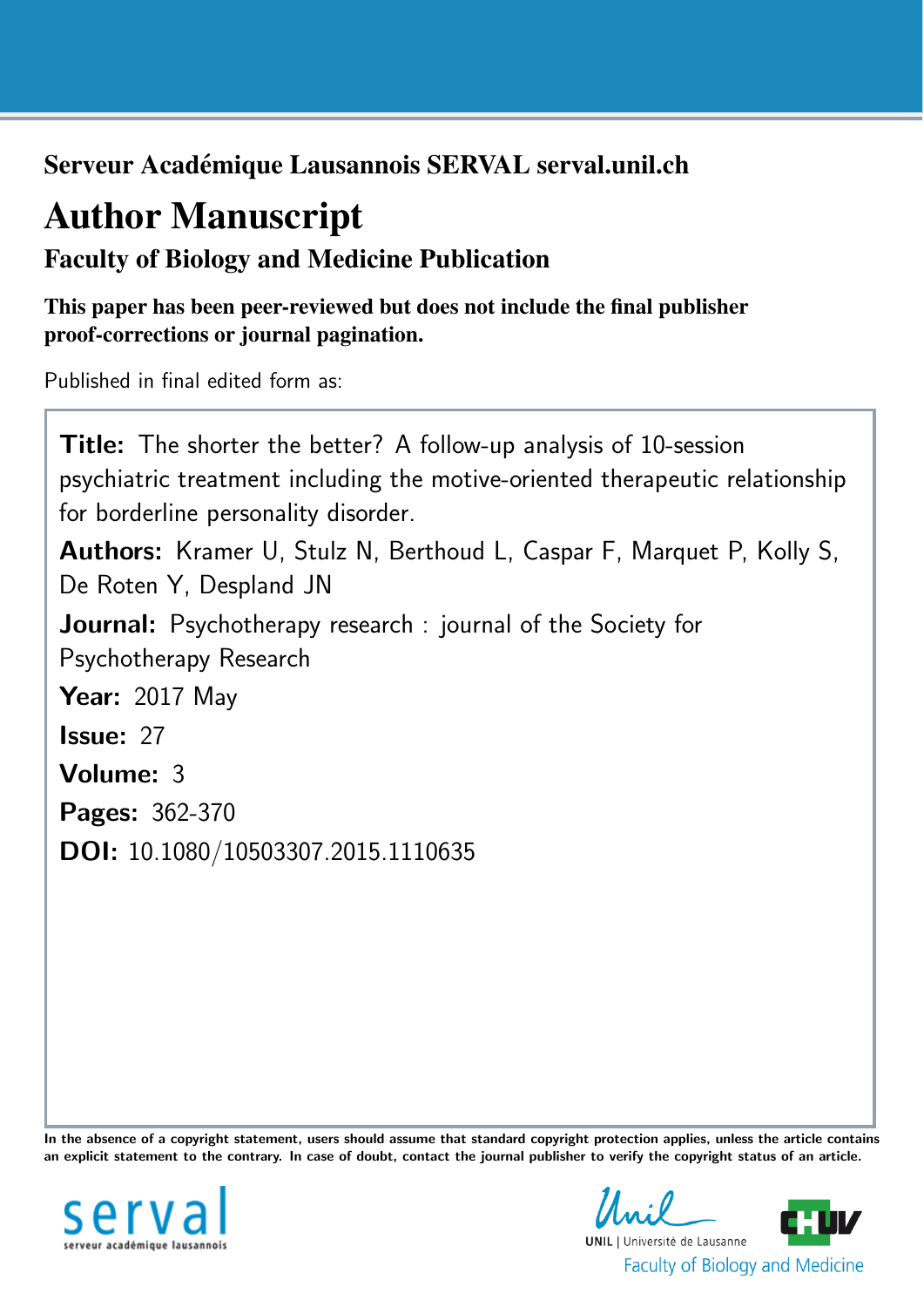**Serveur Académique Lausannois SERVAL serval.unil.ch**

# Author Manuscript

## Faculty of Biology and Medicine Publication

**This paper has been peer-reviewed but does not include the final publisher proof-corrections or journal pagination.**

Published in final edited form as:

**Title:** The shorter the better? A follow-up analysis of 10-session psychiatric treatment including the motive-oriented therapeutic relationship for borderline personality disorder.

**Authors:** Kramer U, Stulz N, Berthoud L, Caspar F, Marquet P, Kolly S, De Roten Y, Despland JN

**Journal:** Psychotherapy research : journal of the Society for Psychotherapy Research

**Year:** 2017 May

**Issue:** 27

**Volume:** 3

**Pages:** 362-370

**DOI:** 10.1080/10503307.2015.1110635

**In the absence of a copyright statement, users should assume that standard copyright protection applies, unless the article contains an explicit statement to the contrary. In case of doubt, contact the journal publisher to verify the copyright status of an article.**

serval
serveur académique lausannois

UNIL | Université de Lausanne
Faculty of Biology and Medicine

CHUV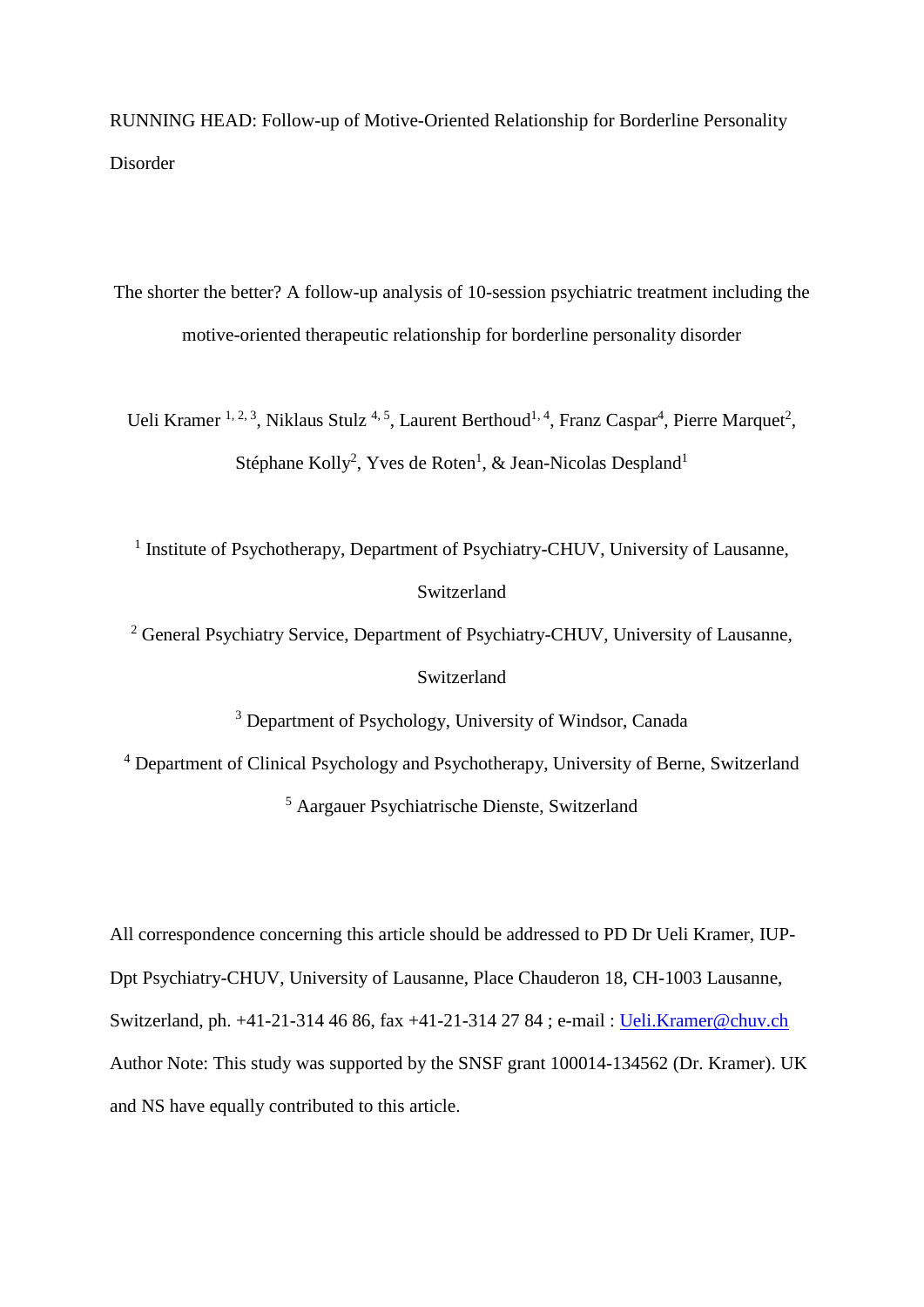RUNNING HEAD: Follow-up of Motive-Oriented Relationship for Borderline Personality Disorder

# The shorter the better? A follow-up analysis of 10-session psychiatric treatment including the motive-oriented therapeutic relationship for borderline personality disorder

Ueli Kramer [1, 2, 3], Niklaus Stulz [4, 5], Laurent Berthoud[1, 4], Franz Caspar[4], Pierre Marquet[2], Stéphane Kolly[2], Yves de Roten[1], & Jean-Nicolas Despland[1]

[1] Institute of Psychotherapy, Department of Psychiatry-CHUV, University of Lausanne, Switzerland

[2] General Psychiatry Service, Department of Psychiatry-CHUV, University of Lausanne, Switzerland

[3] Department of Psychology, University of Windsor, Canada

[4] Department of Clinical Psychology and Psychotherapy, University of Berne, Switzerland

[5] Aargauer Psychiatrische Dienste, Switzerland

All correspondence concerning this article should be addressed to PD Dr Ueli Kramer, IUP-Dpt Psychiatry-CHUV, University of Lausanne, Place Chauderon 18, CH-1003 Lausanne, Switzerland, ph. +41-21-314 46 86, fax +41-21-314 27 84 ; e-mail : Ueli.Kramer@chuv.ch

Author Note: This study was supported by the SNSF grant 100014-134562 (Dr. Kramer). UK and NS have equally contributed to this article.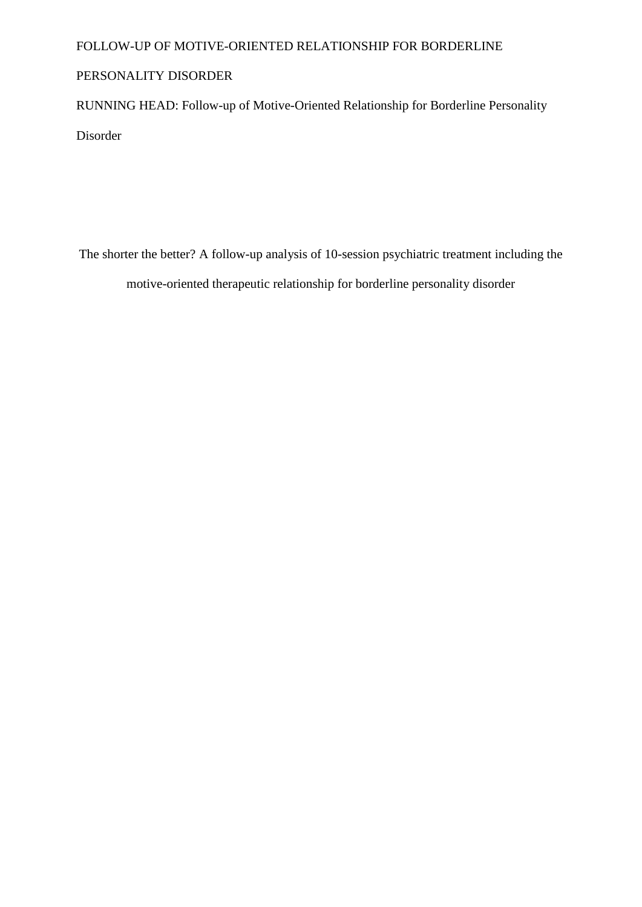RUNNING HEAD: Follow-up of Motive-Oriented Relationship for Borderline Personality Disorder

# The shorter the better? A follow-up analysis of 10-session psychiatric treatment including the motive-oriented therapeutic relationship for borderline personality disorder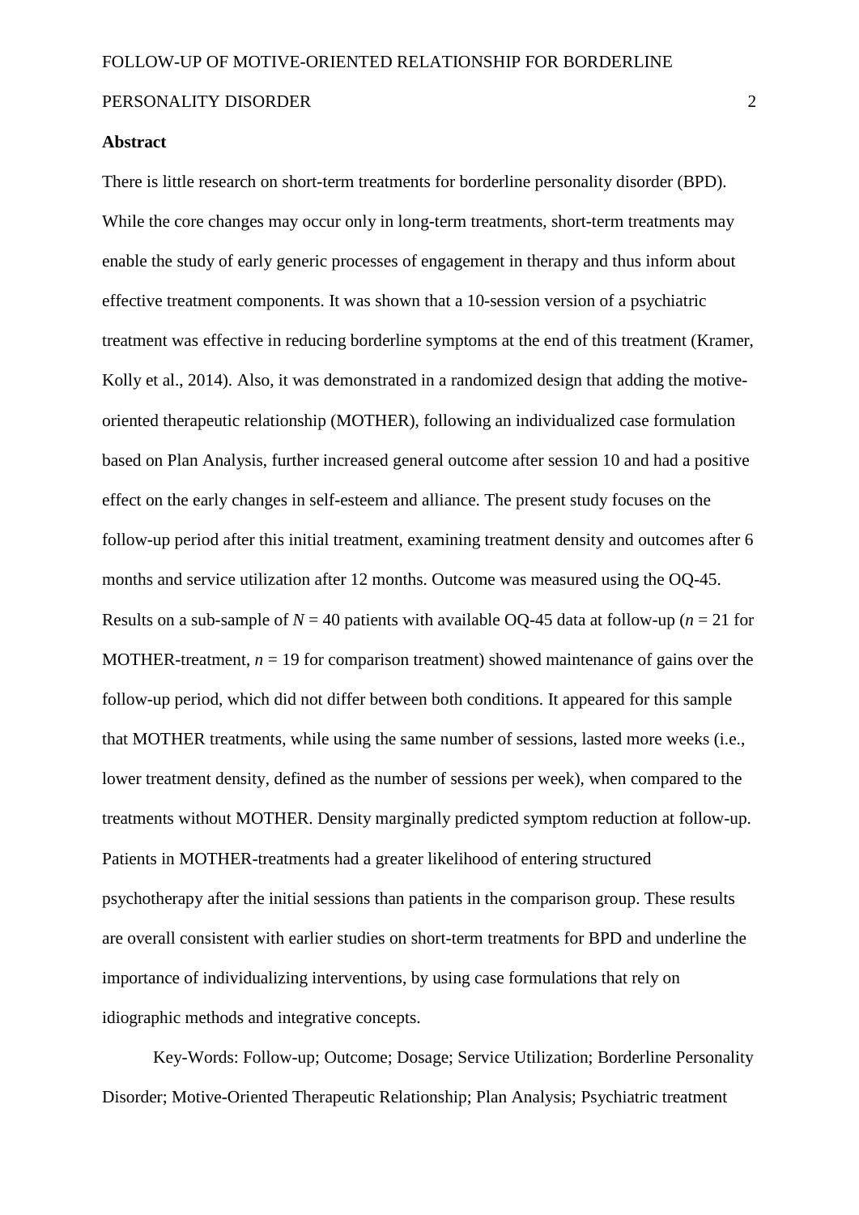**Abstract**

There is little research on short-term treatments for borderline personality disorder (BPD). While the core changes may occur only in long-term treatments, short-term treatments may enable the study of early generic processes of engagement in therapy and thus inform about effective treatment components. It was shown that a 10-session version of a psychiatric treatment was effective in reducing borderline symptoms at the end of this treatment (Kramer, Kolly et al., 2014). Also, it was demonstrated in a randomized design that adding the motive-oriented therapeutic relationship (MOTHER), following an individualized case formulation based on Plan Analysis, further increased general outcome after session 10 and had a positive effect on the early changes in self-esteem and alliance. The present study focuses on the follow-up period after this initial treatment, examining treatment density and outcomes after 6 months and service utilization after 12 months. Outcome was measured using the OQ-45. Results on a sub-sample of $N = 40$ patients with available OQ-45 data at follow-up ($n = 21$ for MOTHER-treatment, $n = 19$ for comparison treatment) showed maintenance of gains over the follow-up period, which did not differ between both conditions. It appeared for this sample that MOTHER treatments, while using the same number of sessions, lasted more weeks (i.e., lower treatment density, defined as the number of sessions per week), when compared to the treatments without MOTHER. Density marginally predicted symptom reduction at follow-up. Patients in MOTHER-treatments had a greater likelihood of entering structured psychotherapy after the initial sessions than patients in the comparison group. These results are overall consistent with earlier studies on short-term treatments for BPD and underline the importance of individualizing interventions, by using case formulations that rely on idiographic methods and integrative concepts.

Key-Words: Follow-up; Outcome; Dosage; Service Utilization; Borderline Personality Disorder; Motive-Oriented Therapeutic Relationship; Plan Analysis; Psychiatric treatment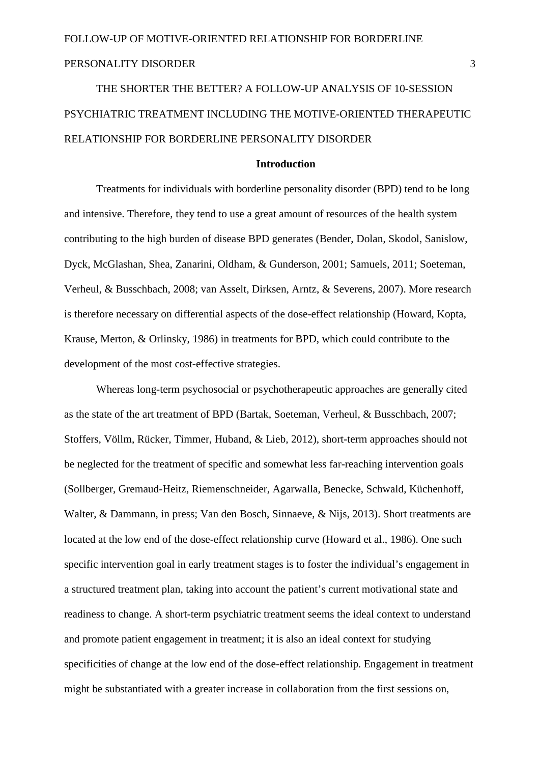THE SHORTER THE BETTER? A FOLLOW-UP ANALYSIS OF 10-SESSION PSYCHIATRIC TREATMENT INCLUDING THE MOTIVE-ORIENTED THERAPEUTIC RELATIONSHIP FOR BORDERLINE PERSONALITY DISORDER

## Introduction

Treatments for individuals with borderline personality disorder (BPD) tend to be long and intensive. Therefore, they tend to use a great amount of resources of the health system contributing to the high burden of disease BPD generates (Bender, Dolan, Skodol, Sanislow, Dyck, McGlashan, Shea, Zanarini, Oldham, & Gunderson, 2001; Samuels, 2011; Soeteman, Verheul, & Busschbach, 2008; van Asselt, Dirksen, Arntz, & Severens, 2007). More research is therefore necessary on differential aspects of the dose-effect relationship (Howard, Kopta, Krause, Merton, & Orlinsky, 1986) in treatments for BPD, which could contribute to the development of the most cost-effective strategies.

Whereas long-term psychosocial or psychotherapeutic approaches are generally cited as the state of the art treatment of BPD (Bartak, Soeteman, Verheul, & Busschbach, 2007; Stoffers, Völlm, Rücker, Timmer, Huband, & Lieb, 2012), short-term approaches should not be neglected for the treatment of specific and somewhat less far-reaching intervention goals (Sollberger, Gremaud-Heitz, Riemenschneider, Agarwalla, Benecke, Schwald, Küchenhoff, Walter, & Dammann, in press; Van den Bosch, Sinnaeve, & Nijs, 2013). Short treatments are located at the low end of the dose-effect relationship curve (Howard et al., 1986). One such specific intervention goal in early treatment stages is to foster the individual's engagement in a structured treatment plan, taking into account the patient's current motivational state and readiness to change. A short-term psychiatric treatment seems the ideal context to understand and promote patient engagement in treatment; it is also an ideal context for studying specificities of change at the low end of the dose-effect relationship. Engagement in treatment might be substantiated with a greater increase in collaboration from the first sessions on,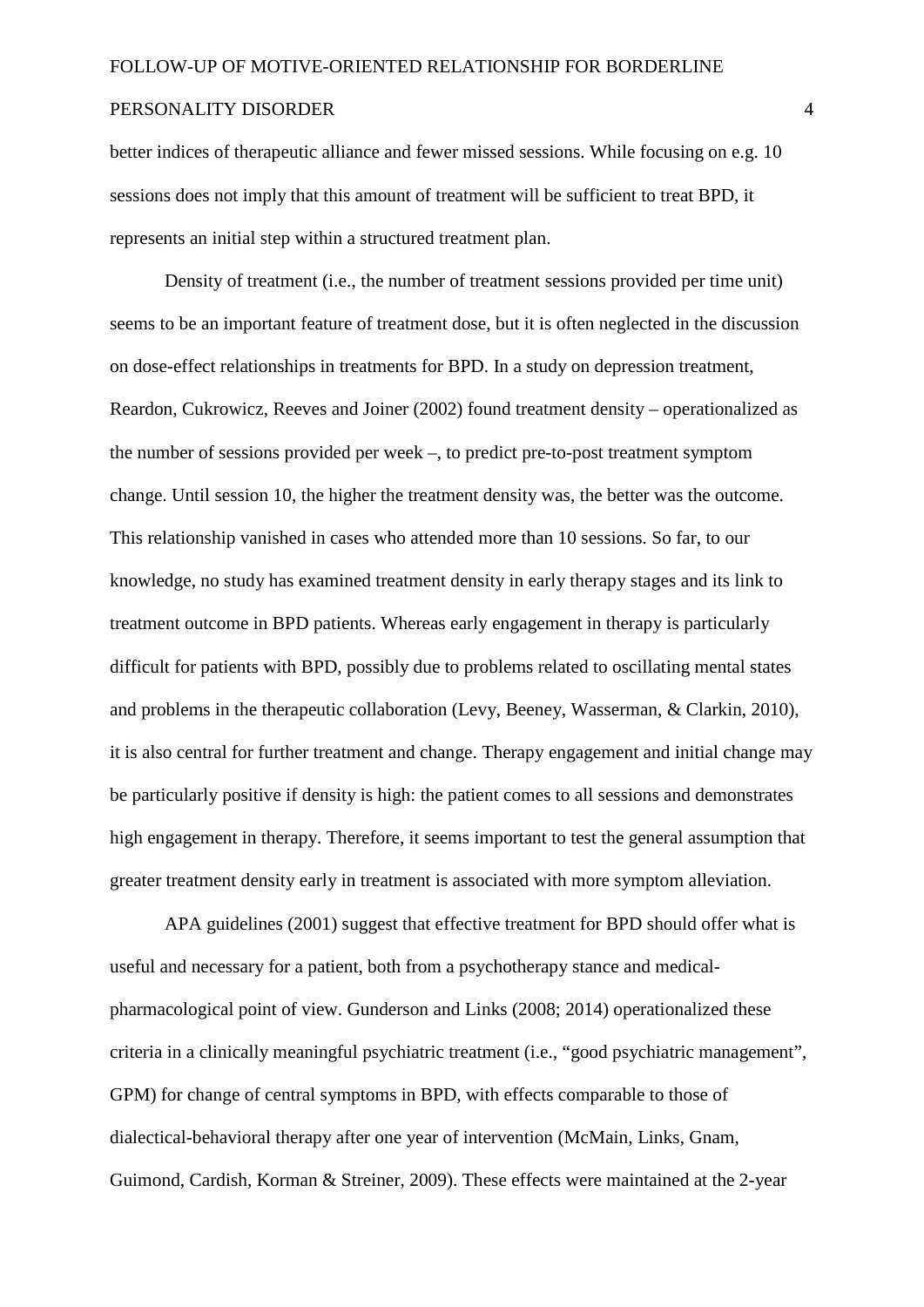better indices of therapeutic alliance and fewer missed sessions. While focusing on e.g. 10 sessions does not imply that this amount of treatment will be sufficient to treat BPD, it represents an initial step within a structured treatment plan.

Density of treatment (i.e., the number of treatment sessions provided per time unit) seems to be an important feature of treatment dose, but it is often neglected in the discussion on dose-effect relationships in treatments for BPD. In a study on depression treatment, Reardon, Cukrowicz, Reeves and Joiner (2002) found treatment density – operationalized as the number of sessions provided per week –, to predict pre-to-post treatment symptom change. Until session 10, the higher the treatment density was, the better was the outcome. This relationship vanished in cases who attended more than 10 sessions. So far, to our knowledge, no study has examined treatment density in early therapy stages and its link to treatment outcome in BPD patients. Whereas early engagement in therapy is particularly difficult for patients with BPD, possibly due to problems related to oscillating mental states and problems in the therapeutic collaboration (Levy, Beeney, Wasserman, & Clarkin, 2010), it is also central for further treatment and change. Therapy engagement and initial change may be particularly positive if density is high: the patient comes to all sessions and demonstrates high engagement in therapy. Therefore, it seems important to test the general assumption that greater treatment density early in treatment is associated with more symptom alleviation.

APA guidelines (2001) suggest that effective treatment for BPD should offer what is useful and necessary for a patient, both from a psychotherapy stance and medical-pharmacological point of view. Gunderson and Links (2008; 2014) operationalized these criteria in a clinically meaningful psychiatric treatment (i.e., "good psychiatric management", GPM) for change of central symptoms in BPD, with effects comparable to those of dialectical-behavioral therapy after one year of intervention (McMain, Links, Gnam, Guimond, Cardish, Korman & Streiner, 2009). These effects were maintained at the 2-year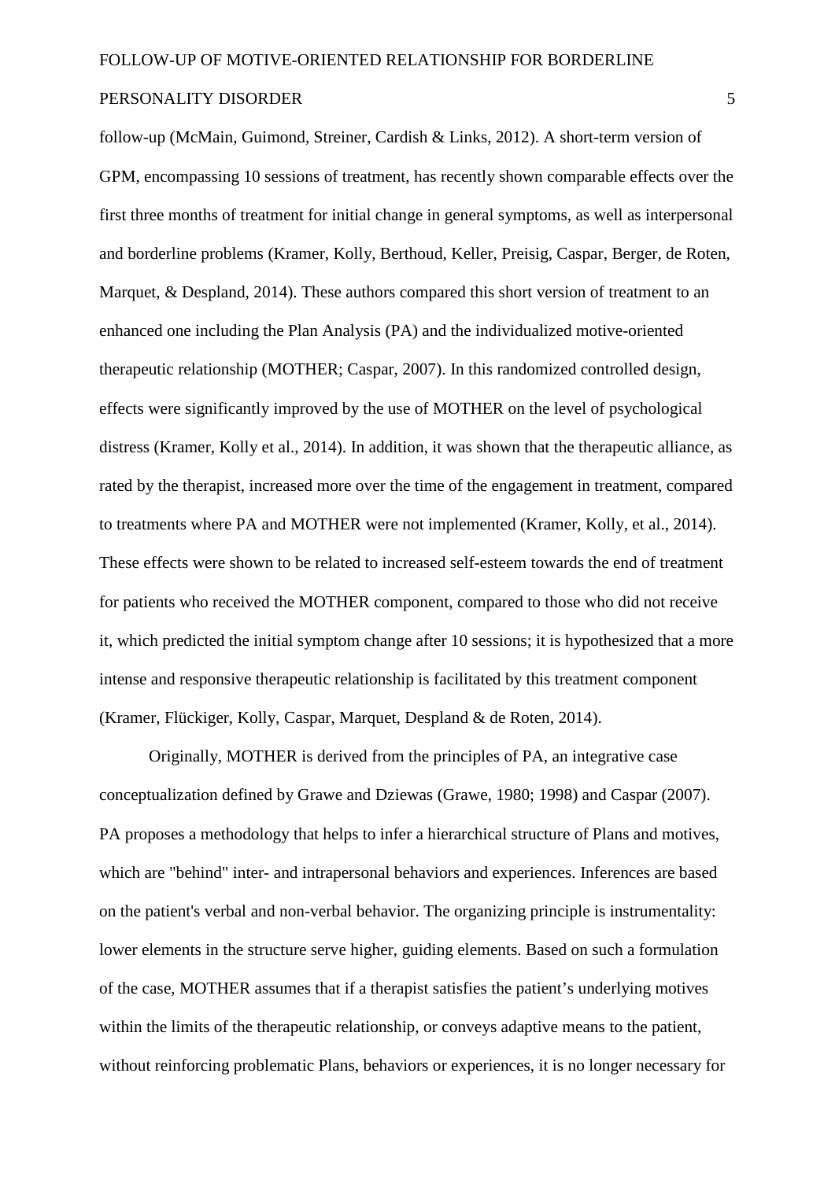follow-up (McMain, Guimond, Streiner, Cardish & Links, 2012). A short-term version of GPM, encompassing 10 sessions of treatment, has recently shown comparable effects over the first three months of treatment for initial change in general symptoms, as well as interpersonal and borderline problems (Kramer, Kolly, Berthoud, Keller, Preisig, Caspar, Berger, de Roten, Marquet, & Despland, 2014). These authors compared this short version of treatment to an enhanced one including the Plan Analysis (PA) and the individualized motive-oriented therapeutic relationship (MOTHER; Caspar, 2007). In this randomized controlled design, effects were significantly improved by the use of MOTHER on the level of psychological distress (Kramer, Kolly et al., 2014). In addition, it was shown that the therapeutic alliance, as rated by the therapist, increased more over the time of the engagement in treatment, compared to treatments where PA and MOTHER were not implemented (Kramer, Kolly, et al., 2014). These effects were shown to be related to increased self-esteem towards the end of treatment for patients who received the MOTHER component, compared to those who did not receive it, which predicted the initial symptom change after 10 sessions; it is hypothesized that a more intense and responsive therapeutic relationship is facilitated by this treatment component (Kramer, Flückiger, Kolly, Caspar, Marquet, Despland & de Roten, 2014).

Originally, MOTHER is derived from the principles of PA, an integrative case conceptualization defined by Grawe and Dziewas (Grawe, 1980; 1998) and Caspar (2007). PA proposes a methodology that helps to infer a hierarchical structure of Plans and motives, which are "behind" inter- and intrapersonal behaviors and experiences. Inferences are based on the patient's verbal and non-verbal behavior. The organizing principle is instrumentality: lower elements in the structure serve higher, guiding elements. Based on such a formulation of the case, MOTHER assumes that if a therapist satisfies the patient's underlying motives within the limits of the therapeutic relationship, or conveys adaptive means to the patient, without reinforcing problematic Plans, behaviors or experiences, it is no longer necessary for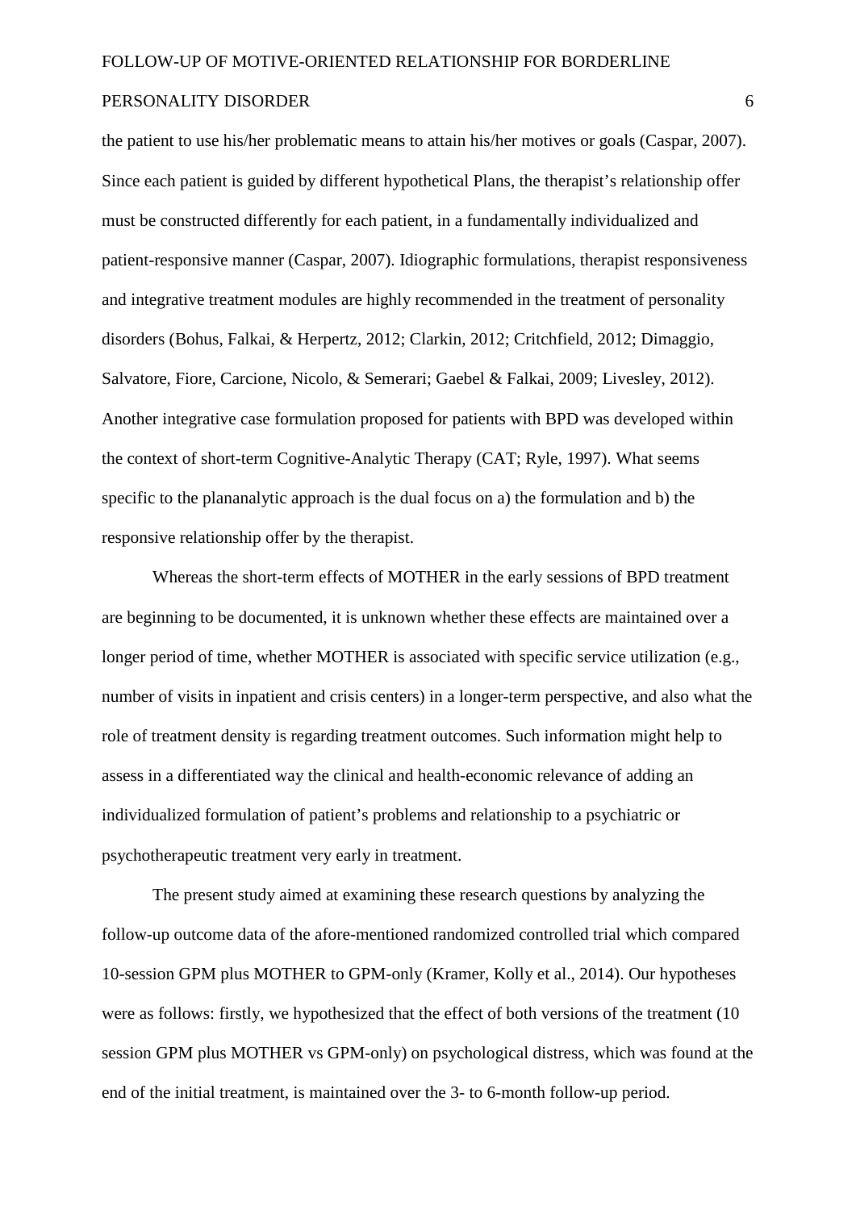the patient to use his/her problematic means to attain his/her motives or goals (Caspar, 2007). Since each patient is guided by different hypothetical Plans, the therapist's relationship offer must be constructed differently for each patient, in a fundamentally individualized and patient-responsive manner (Caspar, 2007). Idiographic formulations, therapist responsiveness and integrative treatment modules are highly recommended in the treatment of personality disorders (Bohus, Falkai, & Herpertz, 2012; Clarkin, 2012; Critchfield, 2012; Dimaggio, Salvatore, Fiore, Carcione, Nicolo, & Semerari; Gaebel & Falkai, 2009; Livesley, 2012). Another integrative case formulation proposed for patients with BPD was developed within the context of short-term Cognitive-Analytic Therapy (CAT; Ryle, 1997). What seems specific to the plananalytic approach is the dual focus on a) the formulation and b) the responsive relationship offer by the therapist.

Whereas the short-term effects of MOTHER in the early sessions of BPD treatment are beginning to be documented, it is unknown whether these effects are maintained over a longer period of time, whether MOTHER is associated with specific service utilization (e.g., number of visits in inpatient and crisis centers) in a longer-term perspective, and also what the role of treatment density is regarding treatment outcomes. Such information might help to assess in a differentiated way the clinical and health-economic relevance of adding an individualized formulation of patient's problems and relationship to a psychiatric or psychotherapeutic treatment very early in treatment.

The present study aimed at examining these research questions by analyzing the follow-up outcome data of the afore-mentioned randomized controlled trial which compared 10-session GPM plus MOTHER to GPM-only (Kramer, Kolly et al., 2014). Our hypotheses were as follows: firstly, we hypothesized that the effect of both versions of the treatment (10 session GPM plus MOTHER vs GPM-only) on psychological distress, which was found at the end of the initial treatment, is maintained over the 3- to 6-month follow-up period.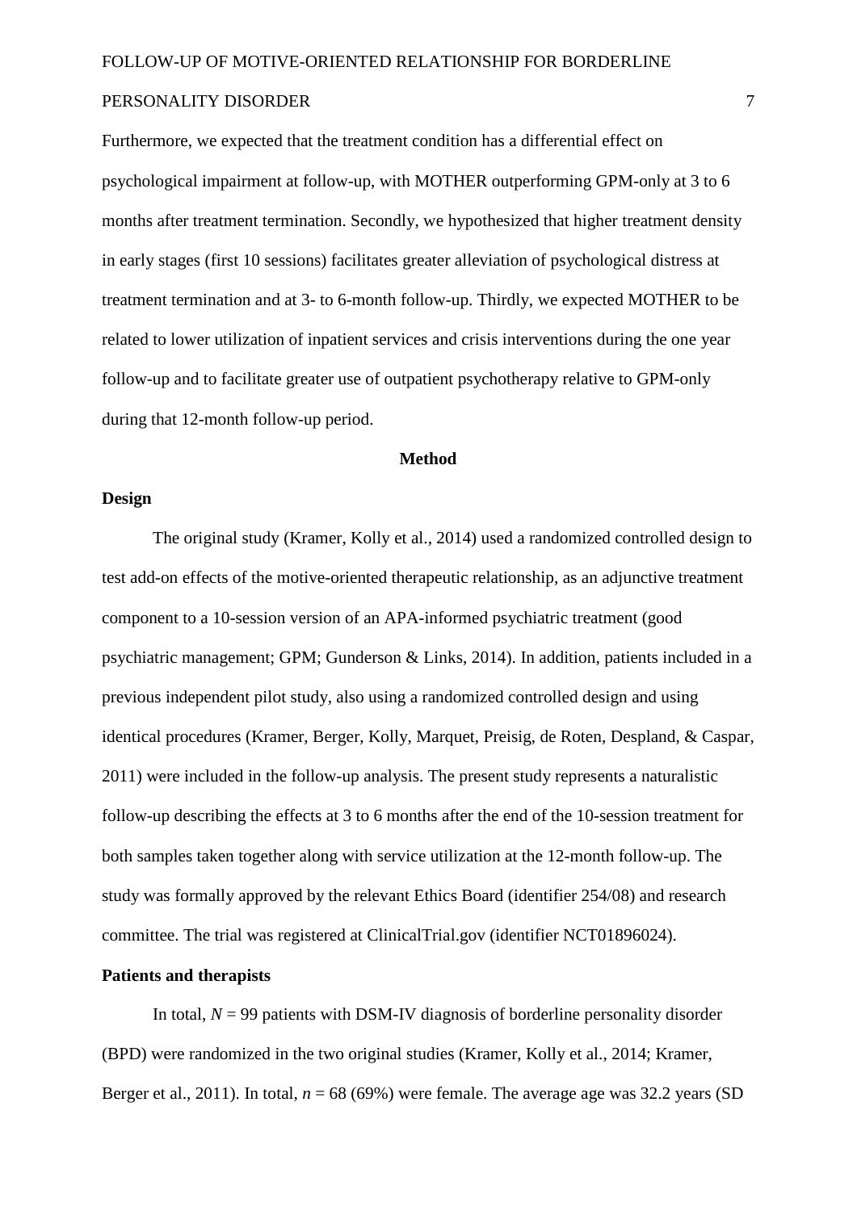Furthermore, we expected that the treatment condition has a differential effect on psychological impairment at follow-up, with MOTHER outperforming GPM-only at 3 to 6 months after treatment termination. Secondly, we hypothesized that higher treatment density in early stages (first 10 sessions) facilitates greater alleviation of psychological distress at treatment termination and at 3- to 6-month follow-up. Thirdly, we expected MOTHER to be related to lower utilization of inpatient services and crisis interventions during the one year follow-up and to facilitate greater use of outpatient psychotherapy relative to GPM-only during that 12-month follow-up period.

# Method

## Design

The original study (Kramer, Kolly et al., 2014) used a randomized controlled design to test add-on effects of the motive-oriented therapeutic relationship, as an adjunctive treatment component to a 10-session version of an APA-informed psychiatric treatment (good psychiatric management; GPM; Gunderson & Links, 2014). In addition, patients included in a previous independent pilot study, also using a randomized controlled design and using identical procedures (Kramer, Berger, Kolly, Marquet, Preisig, de Roten, Despland, & Caspar, 2011) were included in the follow-up analysis. The present study represents a naturalistic follow-up describing the effects at 3 to 6 months after the end of the 10-session treatment for both samples taken together along with service utilization at the 12-month follow-up. The study was formally approved by the relevant Ethics Board (identifier 254/08) and research committee. The trial was registered at ClinicalTrial.gov (identifier NCT01896024).

## Patients and therapists

In total, $N = 99$ patients with DSM-IV diagnosis of borderline personality disorder (BPD) were randomized in the two original studies (Kramer, Kolly et al., 2014; Kramer, Berger et al., 2011). In total, $n = 68$ (69%) were female. The average age was 32.2 years (SD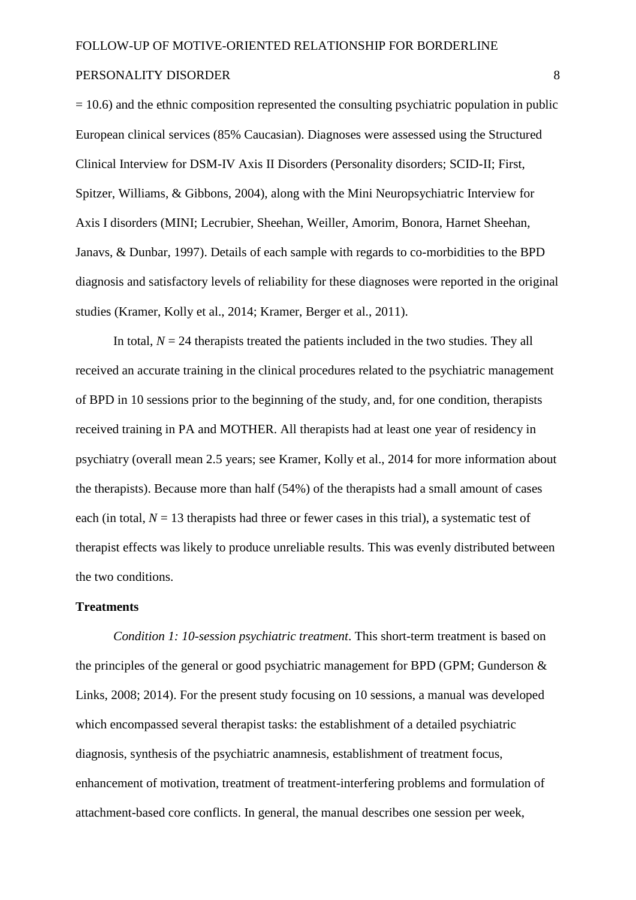= 10.6) and the ethnic composition represented the consulting psychiatric population in public European clinical services (85% Caucasian). Diagnoses were assessed using the Structured Clinical Interview for DSM-IV Axis II Disorders (Personality disorders; SCID-II; First, Spitzer, Williams, & Gibbons, 2004), along with the Mini Neuropsychiatric Interview for Axis I disorders (MINI; Lecrubier, Sheehan, Weiller, Amorim, Bonora, Harnet Sheehan, Janavs, & Dunbar, 1997). Details of each sample with regards to co-morbidities to the BPD diagnosis and satisfactory levels of reliability for these diagnoses were reported in the original studies (Kramer, Kolly et al., 2014; Kramer, Berger et al., 2011).

In total, $N = 24$ therapists treated the patients included in the two studies. They all received an accurate training in the clinical procedures related to the psychiatric management of BPD in 10 sessions prior to the beginning of the study, and, for one condition, therapists received training in PA and MOTHER. All therapists had at least one year of residency in psychiatry (overall mean 2.5 years; see Kramer, Kolly et al., 2014 for more information about the therapists). Because more than half (54%) of the therapists had a small amount of cases each (in total, $N = 13$ therapists had three or fewer cases in this trial), a systematic test of therapist effects was likely to produce unreliable results. This was evenly distributed between the two conditions.

**Treatments**

*Condition 1: 10-session psychiatric treatment*. This short-term treatment is based on the principles of the general or good psychiatric management for BPD (GPM; Gunderson & Links, 2008; 2014). For the present study focusing on 10 sessions, a manual was developed which encompassed several therapist tasks: the establishment of a detailed psychiatric diagnosis, synthesis of the psychiatric anamnesis, establishment of treatment focus, enhancement of motivation, treatment of treatment-interfering problems and formulation of attachment-based core conflicts. In general, the manual describes one session per week,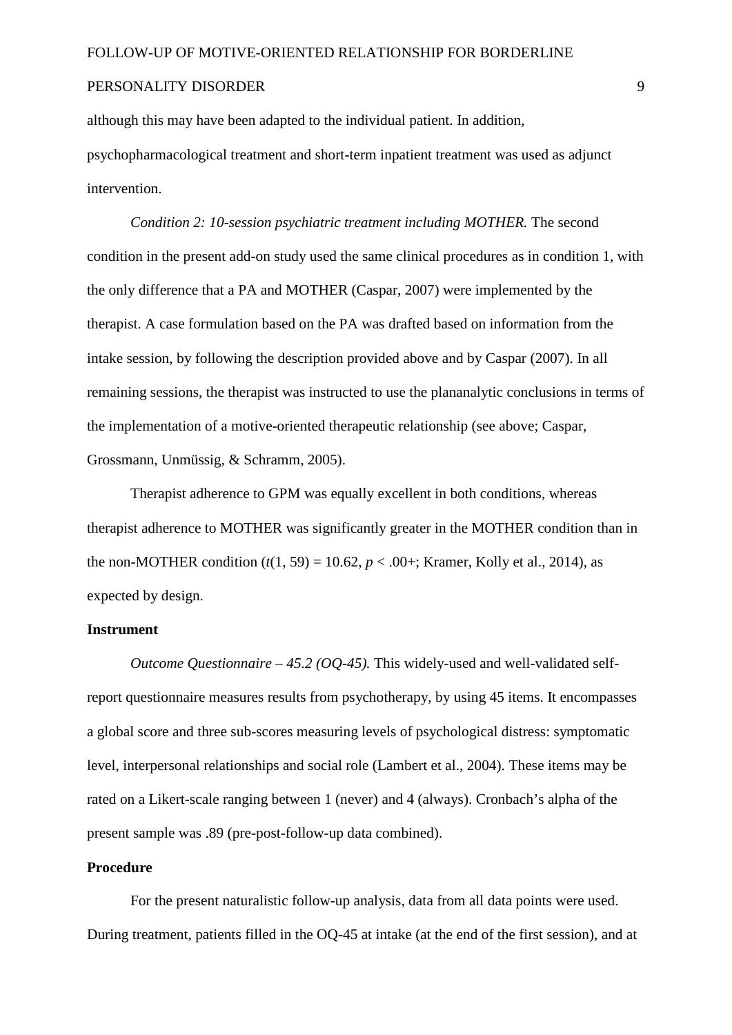although this may have been adapted to the individual patient. In addition, psychopharmacological treatment and short-term inpatient treatment was used as adjunct intervention.

*Condition 2: 10-session psychiatric treatment including MOTHER.* The second condition in the present add-on study used the same clinical procedures as in condition 1, with the only difference that a PA and MOTHER (Caspar, 2007) were implemented by the therapist. A case formulation based on the PA was drafted based on information from the intake session, by following the description provided above and by Caspar (2007). In all remaining sessions, the therapist was instructed to use the plananalytic conclusions in terms of the implementation of a motive-oriented therapeutic relationship (see above; Caspar, Grossmann, Unmüssig, & Schramm, 2005).

Therapist adherence to GPM was equally excellent in both conditions, whereas therapist adherence to MOTHER was significantly greater in the MOTHER condition than in the non-MOTHER condition ($t(1, 59) = 10.62$, $p < .00+$; Kramer, Kolly et al., 2014), as expected by design.

**Instrument**

*Outcome Questionnaire – 45.2 (OQ-45).* This widely-used and well-validated self-report questionnaire measures results from psychotherapy, by using 45 items. It encompasses a global score and three sub-scores measuring levels of psychological distress: symptomatic level, interpersonal relationships and social role (Lambert et al., 2004). These items may be rated on a Likert-scale ranging between 1 (never) and 4 (always). Cronbach's alpha of the present sample was .89 (pre-post-follow-up data combined).

**Procedure**

For the present naturalistic follow-up analysis, data from all data points were used. During treatment, patients filled in the OQ-45 at intake (at the end of the first session), and at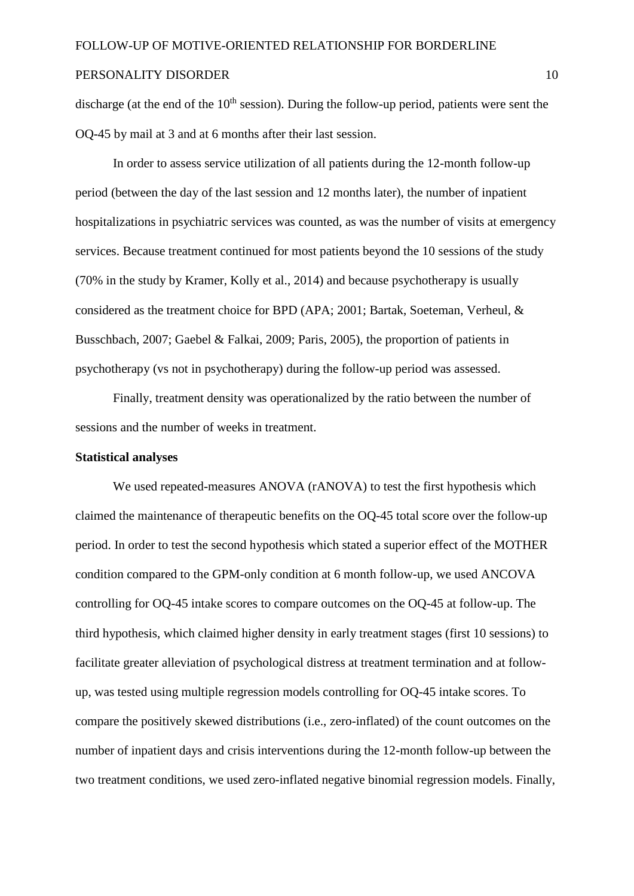discharge (at the end of the 10th session). During the follow-up period, patients were sent the OQ-45 by mail at 3 and at 6 months after their last session.

In order to assess service utilization of all patients during the 12-month follow-up period (between the day of the last session and 12 months later), the number of inpatient hospitalizations in psychiatric services was counted, as was the number of visits at emergency services. Because treatment continued for most patients beyond the 10 sessions of the study (70% in the study by Kramer, Kolly et al., 2014) and because psychotherapy is usually considered as the treatment choice for BPD (APA; 2001; Bartak, Soeteman, Verheul, & Busschbach, 2007; Gaebel & Falkai, 2009; Paris, 2005), the proportion of patients in psychotherapy (vs not in psychotherapy) during the follow-up period was assessed.

Finally, treatment density was operationalized by the ratio between the number of sessions and the number of weeks in treatment.

**Statistical analyses**

We used repeated-measures ANOVA (rANOVA) to test the first hypothesis which claimed the maintenance of therapeutic benefits on the OQ-45 total score over the follow-up period. In order to test the second hypothesis which stated a superior effect of the MOTHER condition compared to the GPM-only condition at 6 month follow-up, we used ANCOVA controlling for OQ-45 intake scores to compare outcomes on the OQ-45 at follow-up. The third hypothesis, which claimed higher density in early treatment stages (first 10 sessions) to facilitate greater alleviation of psychological distress at treatment termination and at follow-up, was tested using multiple regression models controlling for OQ-45 intake scores. To compare the positively skewed distributions (i.e., zero-inflated) of the count outcomes on the number of inpatient days and crisis interventions during the 12-month follow-up between the two treatment conditions, we used zero-inflated negative binomial regression models. Finally,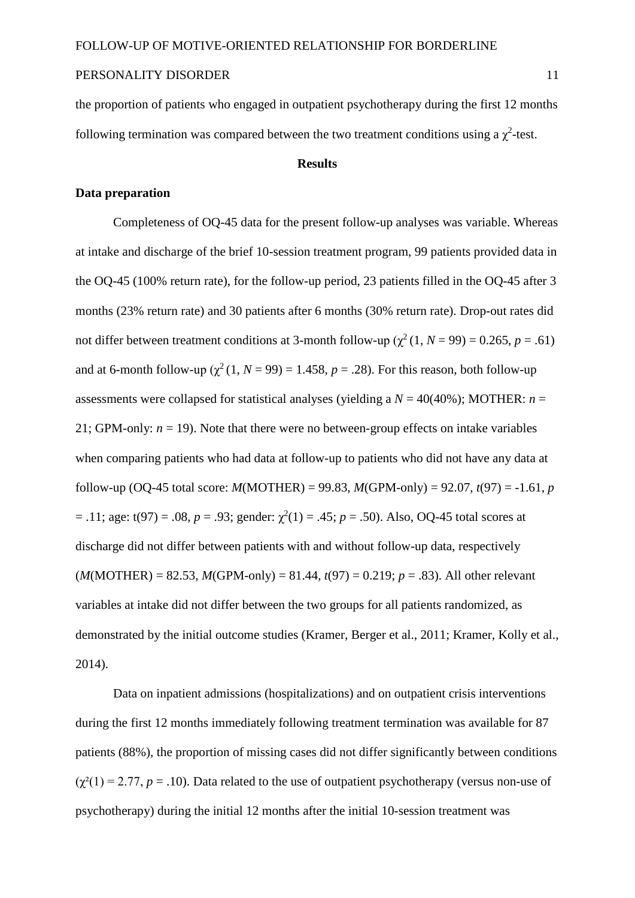the proportion of patients who engaged in outpatient psychotherapy during the first 12 months following termination was compared between the two treatment conditions using a $\chi^2$-test.

## Results

### Data preparation

Completeness of OQ-45 data for the present follow-up analyses was variable. Whereas at intake and discharge of the brief 10-session treatment program, 99 patients provided data in the OQ-45 (100% return rate), for the follow-up period, 23 patients filled in the OQ-45 after 3 months (23% return rate) and 30 patients after 6 months (30% return rate). Drop-out rates did not differ between treatment conditions at 3-month follow-up ($\chi^2$ (1, $N$ = 99) = 0.265, $p$ = .61) and at 6-month follow-up ($\chi^2$ (1, $N$ = 99) = 1.458, $p$ = .28). For this reason, both follow-up assessments were collapsed for statistical analyses (yielding a $N$ = 40(40%); MOTHER: $n$ = 21; GPM-only: $n$ = 19). Note that there were no between-group effects on intake variables when comparing patients who had data at follow-up to patients who did not have any data at follow-up (OQ-45 total score: $M$(MOTHER) = 99.83, $M$(GPM-only) = 92.07, $t$(97) = -1.61, $p$ = .11; age: t(97) = .08, $p$ = .93; gender: $\chi^2$(1) = .45; $p$ = .50). Also, OQ-45 total scores at discharge did not differ between patients with and without follow-up data, respectively ($M$(MOTHER) = 82.53, $M$(GPM-only) = 81.44, $t$(97) = 0.219; $p$ = .83). All other relevant variables at intake did not differ between the two groups for all patients randomized, as demonstrated by the initial outcome studies (Kramer, Berger et al., 2011; Kramer, Kolly et al., 2014).

Data on inpatient admissions (hospitalizations) and on outpatient crisis interventions during the first 12 months immediately following treatment termination was available for 87 patients (88%), the proportion of missing cases did not differ significantly between conditions ($\chi^2$(1) = 2.77, $p$ = .10). Data related to the use of outpatient psychotherapy (versus non-use of psychotherapy) during the initial 12 months after the initial 10-session treatment was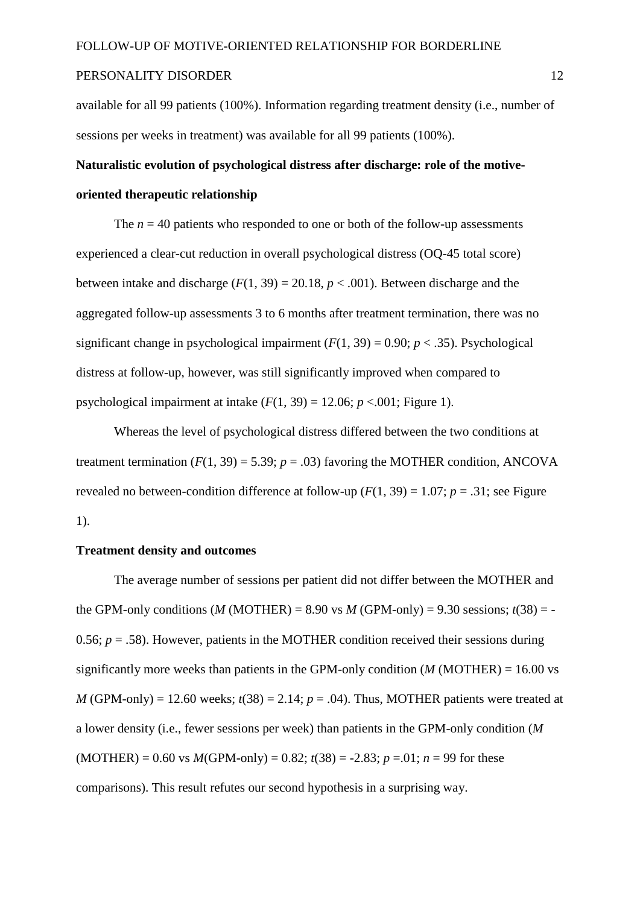available for all 99 patients (100%). Information regarding treatment density (i.e., number of sessions per weeks in treatment) was available for all 99 patients (100%).

**Naturalistic evolution of psychological distress after discharge: role of the motive-oriented therapeutic relationship**

The $n = 40$ patients who responded to one or both of the follow-up assessments experienced a clear-cut reduction in overall psychological distress (OQ-45 total score) between intake and discharge ($F(1, 39) = 20.18$, $p < .001$). Between discharge and the aggregated follow-up assessments 3 to 6 months after treatment termination, there was no significant change in psychological impairment ($F(1, 39) = 0.90$; $p < .35$). Psychological distress at follow-up, however, was still significantly improved when compared to psychological impairment at intake ($F(1, 39) = 12.06$; $p <.001$; Figure 1).

Whereas the level of psychological distress differed between the two conditions at treatment termination ($F(1, 39) = 5.39$; $p = .03$) favoring the MOTHER condition, ANCOVA revealed no between-condition difference at follow-up ($F(1, 39) = 1.07$; $p = .31$; see Figure 1).

**Treatment density and outcomes**

The average number of sessions per patient did not differ between the MOTHER and the GPM-only conditions ($M$ (MOTHER) = 8.90 vs $M$ (GPM-only) = 9.30 sessions; $t(38) = -0.56$; $p = .58$). However, patients in the MOTHER condition received their sessions during significantly more weeks than patients in the GPM-only condition ($M$ (MOTHER) = 16.00 vs $M$ (GPM-only) = 12.60 weeks; $t(38) = 2.14$; $p = .04$). Thus, MOTHER patients were treated at a lower density (i.e., fewer sessions per week) than patients in the GPM-only condition ($M$ (MOTHER) = 0.60 vs $M$(GPM-only) = 0.82; $t(38) = -2.83$; $p =.01$; $n = 99$ for these comparisons). This result refutes our second hypothesis in a surprising way.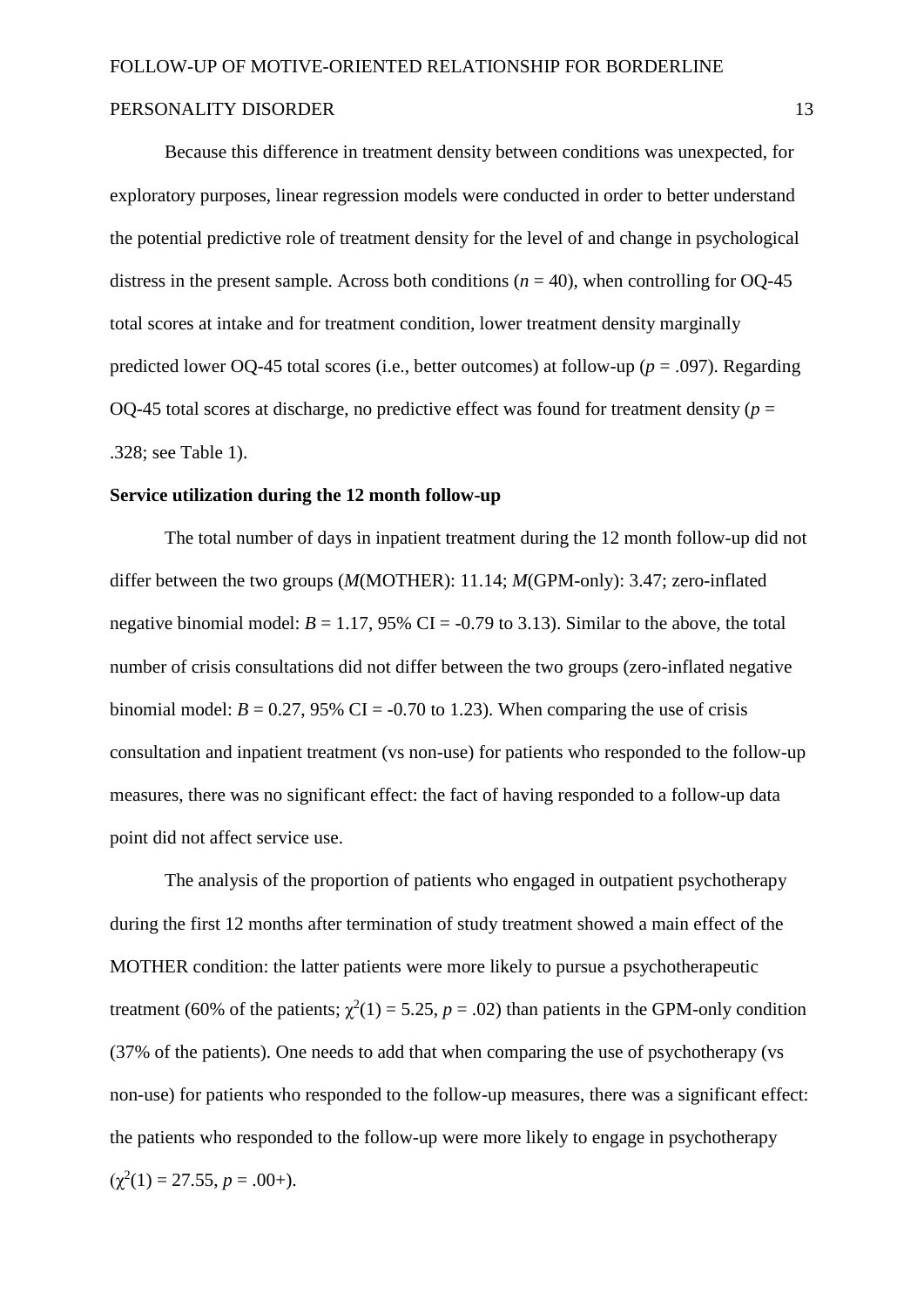Because this difference in treatment density between conditions was unexpected, for exploratory purposes, linear regression models were conducted in order to better understand the potential predictive role of treatment density for the level of and change in psychological distress in the present sample. Across both conditions ($n = 40$), when controlling for OQ-45 total scores at intake and for treatment condition, lower treatment density marginally predicted lower OQ-45 total scores (i.e., better outcomes) at follow-up ($p = .097$). Regarding OQ-45 total scores at discharge, no predictive effect was found for treatment density ($p = .328$; see Table 1).

**Service utilization during the 12 month follow-up**

The total number of days in inpatient treatment during the 12 month follow-up did not differ between the two groups (*M*(MOTHER): 11.14; *M*(GPM-only): 3.47; zero-inflated negative binomial model: $B = 1.17$, 95% CI = -0.79 to 3.13). Similar to the above, the total number of crisis consultations did not differ between the two groups (zero-inflated negative binomial model: $B = 0.27$, 95% CI = -0.70 to 1.23). When comparing the use of crisis consultation and inpatient treatment (vs non-use) for patients who responded to the follow-up measures, there was no significant effect: the fact of having responded to a follow-up data point did not affect service use.

The analysis of the proportion of patients who engaged in outpatient psychotherapy during the first 12 months after termination of study treatment showed a main effect of the MOTHER condition: the latter patients were more likely to pursue a psychotherapeutic treatment (60% of the patients; $\chi^2(1) = 5.25$, $p = .02$) than patients in the GPM-only condition (37% of the patients). One needs to add that when comparing the use of psychotherapy (vs non-use) for patients who responded to the follow-up measures, there was a significant effect: the patients who responded to the follow-up were more likely to engage in psychotherapy ($\chi^2(1) = 27.55$, $p = .00+$).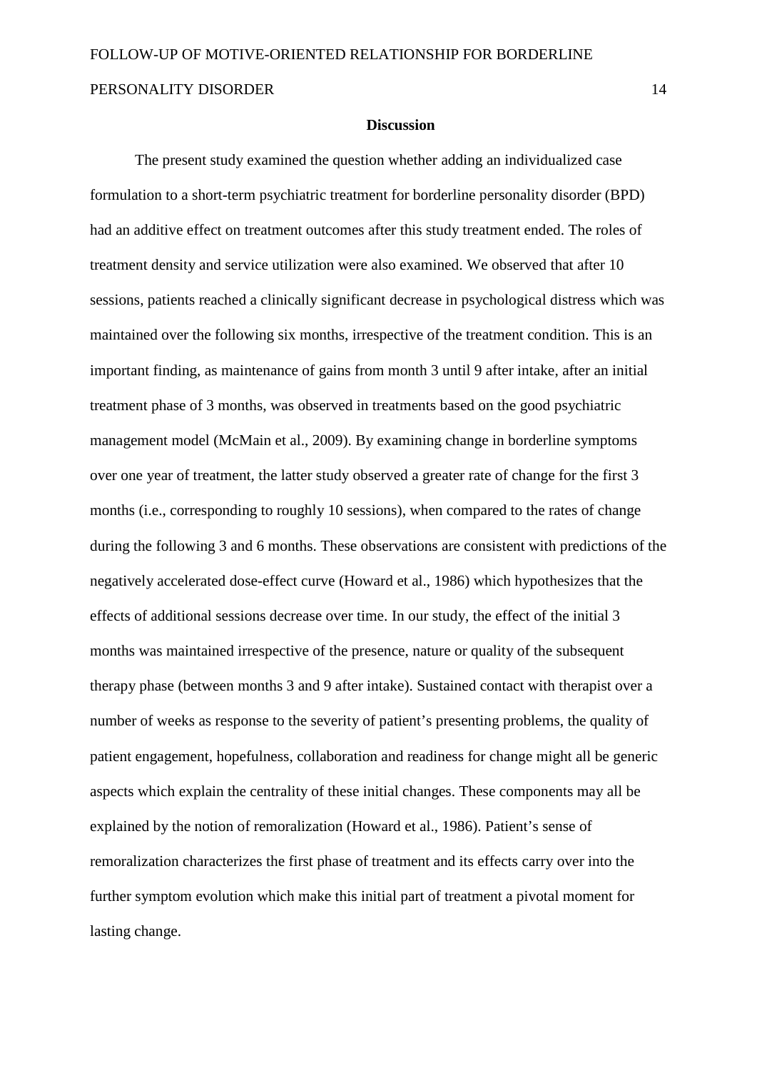## Discussion

The present study examined the question whether adding an individualized case formulation to a short-term psychiatric treatment for borderline personality disorder (BPD) had an additive effect on treatment outcomes after this study treatment ended. The roles of treatment density and service utilization were also examined. We observed that after 10 sessions, patients reached a clinically significant decrease in psychological distress which was maintained over the following six months, irrespective of the treatment condition. This is an important finding, as maintenance of gains from month 3 until 9 after intake, after an initial treatment phase of 3 months, was observed in treatments based on the good psychiatric management model (McMain et al., 2009). By examining change in borderline symptoms over one year of treatment, the latter study observed a greater rate of change for the first 3 months (i.e., corresponding to roughly 10 sessions), when compared to the rates of change during the following 3 and 6 months. These observations are consistent with predictions of the negatively accelerated dose-effect curve (Howard et al., 1986) which hypothesizes that the effects of additional sessions decrease over time. In our study, the effect of the initial 3 months was maintained irrespective of the presence, nature or quality of the subsequent therapy phase (between months 3 and 9 after intake). Sustained contact with therapist over a number of weeks as response to the severity of patient's presenting problems, the quality of patient engagement, hopefulness, collaboration and readiness for change might all be generic aspects which explain the centrality of these initial changes. These components may all be explained by the notion of remoralization (Howard et al., 1986). Patient's sense of remoralization characterizes the first phase of treatment and its effects carry over into the further symptom evolution which make this initial part of treatment a pivotal moment for lasting change.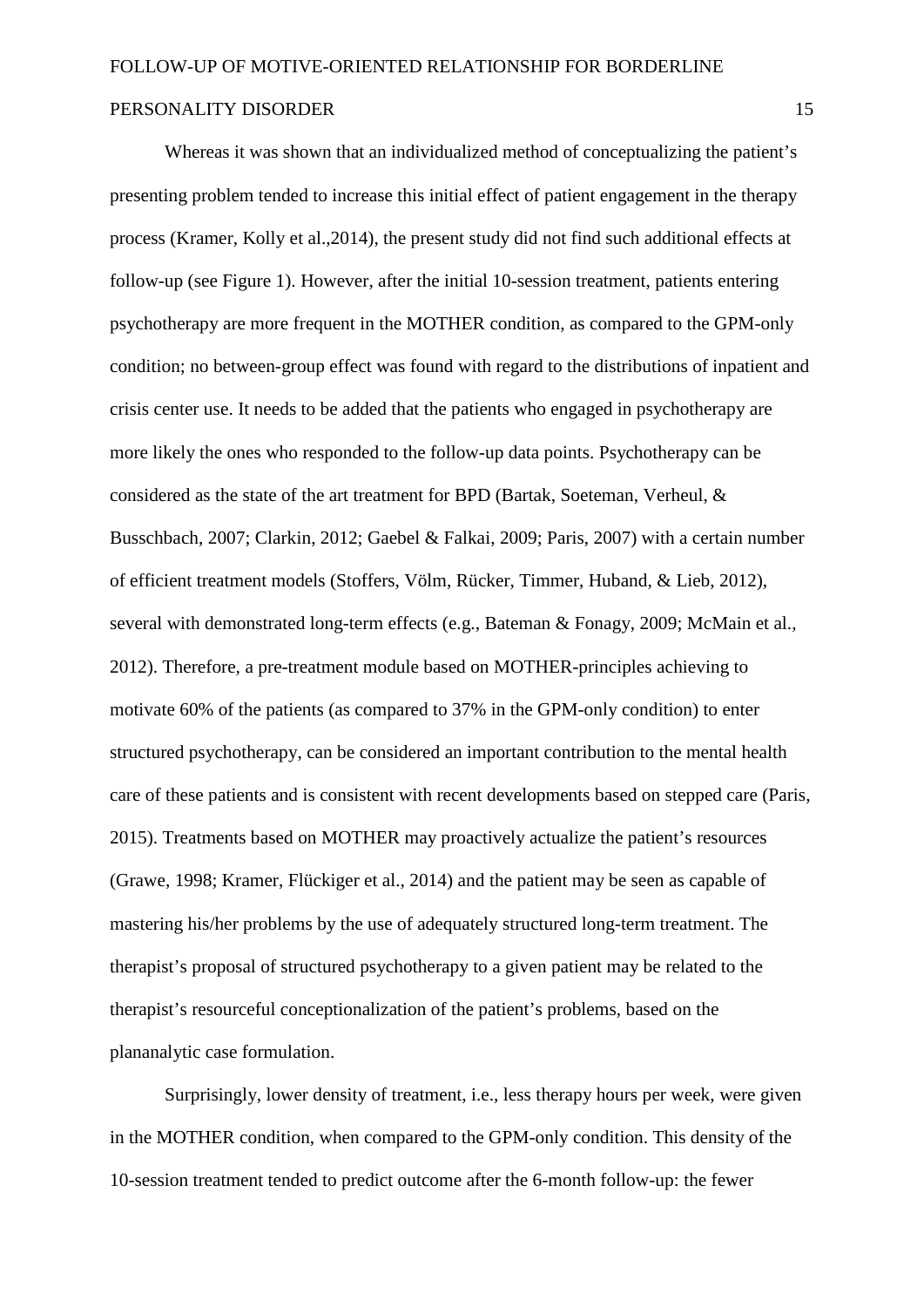Whereas it was shown that an individualized method of conceptualizing the patient's presenting problem tended to increase this initial effect of patient engagement in the therapy process (Kramer, Kolly et al.,2014), the present study did not find such additional effects at follow-up (see Figure 1). However, after the initial 10-session treatment, patients entering psychotherapy are more frequent in the MOTHER condition, as compared to the GPM-only condition; no between-group effect was found with regard to the distributions of inpatient and crisis center use. It needs to be added that the patients who engaged in psychotherapy are more likely the ones who responded to the follow-up data points. Psychotherapy can be considered as the state of the art treatment for BPD (Bartak, Soeteman, Verheul, & Busschbach, 2007; Clarkin, 2012; Gaebel & Falkai, 2009; Paris, 2007) with a certain number of efficient treatment models (Stoffers, Völm, Rücker, Timmer, Huband, & Lieb, 2012), several with demonstrated long-term effects (e.g., Bateman & Fonagy, 2009; McMain et al., 2012). Therefore, a pre-treatment module based on MOTHER-principles achieving to motivate 60% of the patients (as compared to 37% in the GPM-only condition) to enter structured psychotherapy, can be considered an important contribution to the mental health care of these patients and is consistent with recent developments based on stepped care (Paris, 2015). Treatments based on MOTHER may proactively actualize the patient's resources (Grawe, 1998; Kramer, Flückiger et al., 2014) and the patient may be seen as capable of mastering his/her problems by the use of adequately structured long-term treatment. The therapist's proposal of structured psychotherapy to a given patient may be related to the therapist's resourceful conceptionalization of the patient's problems, based on the plananalytic case formulation.

Surprisingly, lower density of treatment, i.e., less therapy hours per week, were given in the MOTHER condition, when compared to the GPM-only condition. This density of the 10-session treatment tended to predict outcome after the 6-month follow-up: the fewer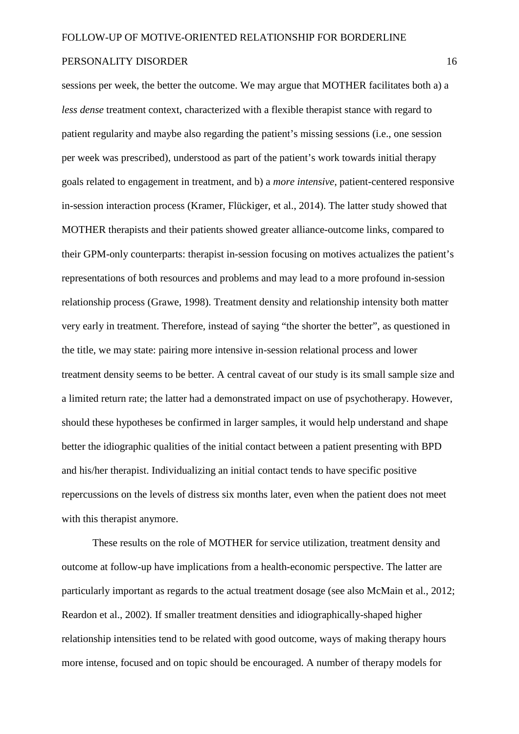sessions per week, the better the outcome. We may argue that MOTHER facilitates both a) a *less dense* treatment context, characterized with a flexible therapist stance with regard to patient regularity and maybe also regarding the patient's missing sessions (i.e., one session per week was prescribed), understood as part of the patient's work towards initial therapy goals related to engagement in treatment, and b) a *more intensive*, patient-centered responsive in-session interaction process (Kramer, Flückiger, et al., 2014). The latter study showed that MOTHER therapists and their patients showed greater alliance-outcome links, compared to their GPM-only counterparts: therapist in-session focusing on motives actualizes the patient's representations of both resources and problems and may lead to a more profound in-session relationship process (Grawe, 1998). Treatment density and relationship intensity both matter very early in treatment. Therefore, instead of saying "the shorter the better", as questioned in the title, we may state: pairing more intensive in-session relational process and lower treatment density seems to be better. A central caveat of our study is its small sample size and a limited return rate; the latter had a demonstrated impact on use of psychotherapy. However, should these hypotheses be confirmed in larger samples, it would help understand and shape better the idiographic qualities of the initial contact between a patient presenting with BPD and his/her therapist. Individualizing an initial contact tends to have specific positive repercussions on the levels of distress six months later, even when the patient does not meet with this therapist anymore.

These results on the role of MOTHER for service utilization, treatment density and outcome at follow-up have implications from a health-economic perspective. The latter are particularly important as regards to the actual treatment dosage (see also McMain et al., 2012; Reardon et al., 2002). If smaller treatment densities and idiographically-shaped higher relationship intensities tend to be related with good outcome, ways of making therapy hours more intense, focused and on topic should be encouraged. A number of therapy models for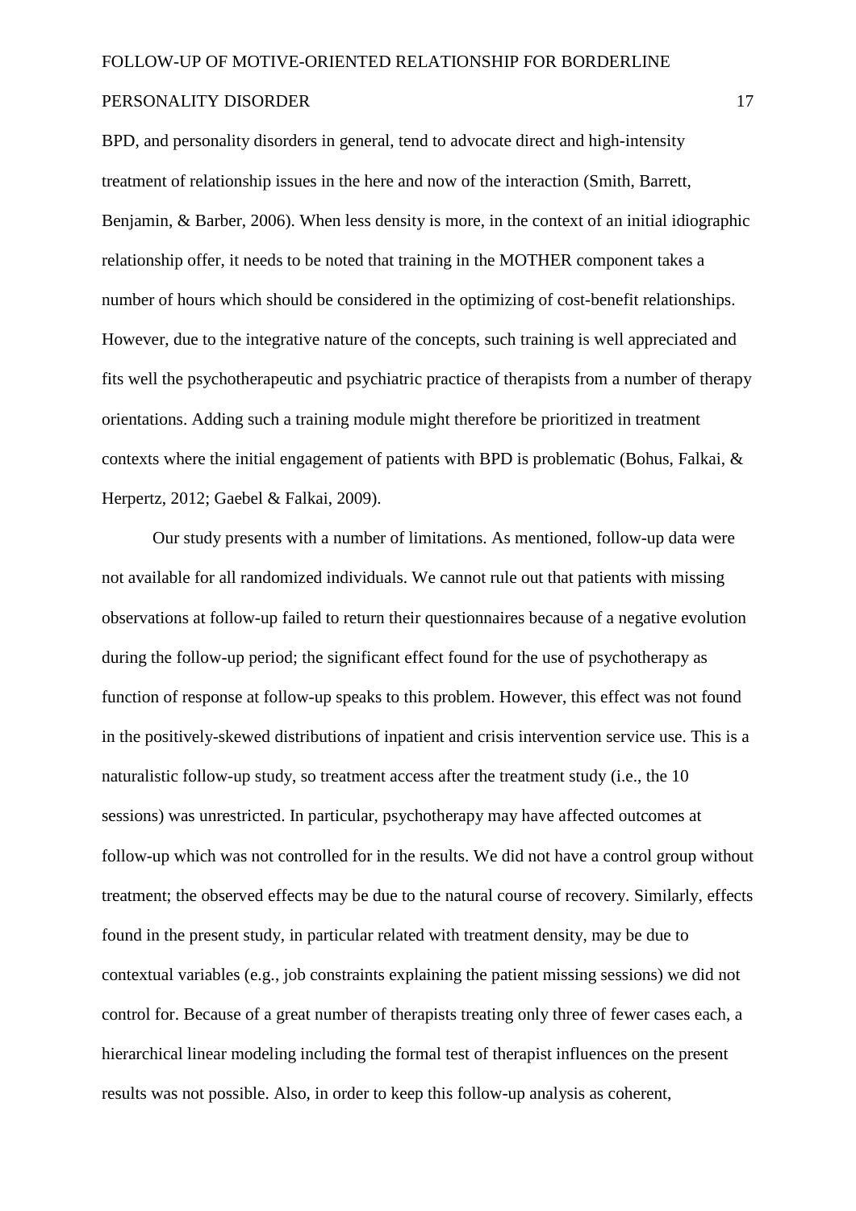BPD, and personality disorders in general, tend to advocate direct and high-intensity treatment of relationship issues in the here and now of the interaction (Smith, Barrett, Benjamin, & Barber, 2006). When less density is more, in the context of an initial idiographic relationship offer, it needs to be noted that training in the MOTHER component takes a number of hours which should be considered in the optimizing of cost-benefit relationships. However, due to the integrative nature of the concepts, such training is well appreciated and fits well the psychotherapeutic and psychiatric practice of therapists from a number of therapy orientations. Adding such a training module might therefore be prioritized in treatment contexts where the initial engagement of patients with BPD is problematic (Bohus, Falkai, & Herpertz, 2012; Gaebel & Falkai, 2009).

Our study presents with a number of limitations. As mentioned, follow-up data were not available for all randomized individuals. We cannot rule out that patients with missing observations at follow-up failed to return their questionnaires because of a negative evolution during the follow-up period; the significant effect found for the use of psychotherapy as function of response at follow-up speaks to this problem. However, this effect was not found in the positively-skewed distributions of inpatient and crisis intervention service use. This is a naturalistic follow-up study, so treatment access after the treatment study (i.e., the 10 sessions) was unrestricted. In particular, psychotherapy may have affected outcomes at follow-up which was not controlled for in the results. We did not have a control group without treatment; the observed effects may be due to the natural course of recovery. Similarly, effects found in the present study, in particular related with treatment density, may be due to contextual variables (e.g., job constraints explaining the patient missing sessions) we did not control for. Because of a great number of therapists treating only three of fewer cases each, a hierarchical linear modeling including the formal test of therapist influences on the present results was not possible. Also, in order to keep this follow-up analysis as coherent,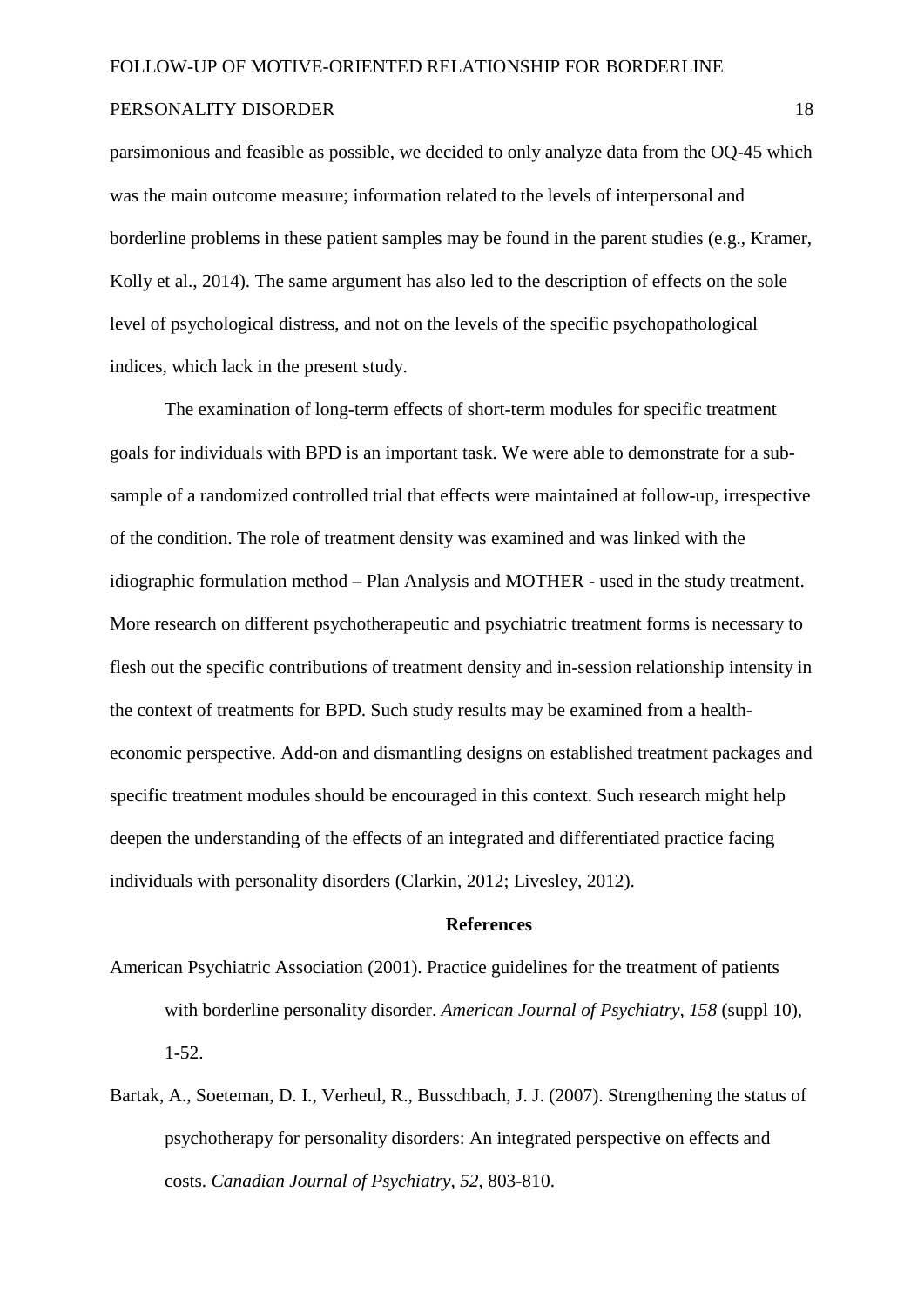parsimonious and feasible as possible, we decided to only analyze data from the OQ-45 which was the main outcome measure; information related to the levels of interpersonal and borderline problems in these patient samples may be found in the parent studies (e.g., Kramer, Kolly et al., 2014). The same argument has also led to the description of effects on the sole level of psychological distress, and not on the levels of the specific psychopathological indices, which lack in the present study.

The examination of long-term effects of short-term modules for specific treatment goals for individuals with BPD is an important task. We were able to demonstrate for a sub-sample of a randomized controlled trial that effects were maintained at follow-up, irrespective of the condition. The role of treatment density was examined and was linked with the idiographic formulation method – Plan Analysis and MOTHER - used in the study treatment. More research on different psychotherapeutic and psychiatric treatment forms is necessary to flesh out the specific contributions of treatment density and in-session relationship intensity in the context of treatments for BPD. Such study results may be examined from a health-economic perspective. Add-on and dismantling designs on established treatment packages and specific treatment modules should be encouraged in this context. Such research might help deepen the understanding of the effects of an integrated and differentiated practice facing individuals with personality disorders (Clarkin, 2012; Livesley, 2012).

## References

American Psychiatric Association (2001). Practice guidelines for the treatment of patients with borderline personality disorder. *American Journal of Psychiatry, 158* (suppl 10), 1-52.

Bartak, A., Soeteman, D. I., Verheul, R., Busschbach, J. J. (2007). Strengthening the status of psychotherapy for personality disorders: An integrated perspective on effects and costs. *Canadian Journal of Psychiatry, 52*, 803-810.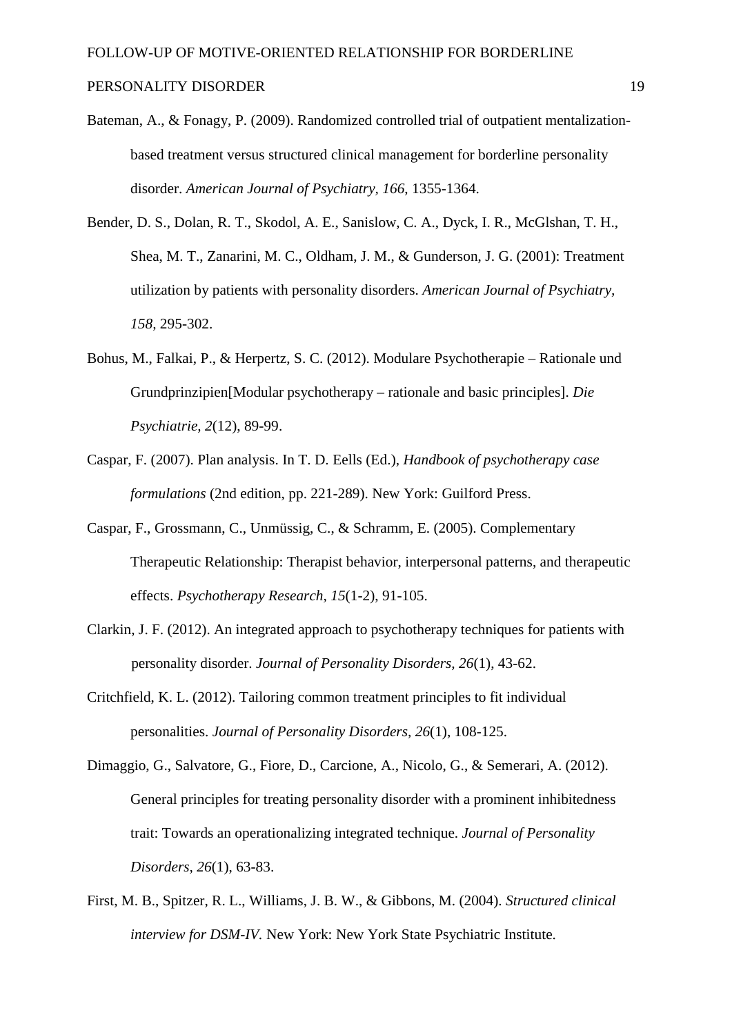Bateman, A., & Fonagy, P. (2009). Randomized controlled trial of outpatient mentalization-based treatment versus structured clinical management for borderline personality disorder. *American Journal of Psychiatry, 166,* 1355-1364.

Bender, D. S., Dolan, R. T., Skodol, A. E., Sanislow, C. A., Dyck, I. R., McGlshan, T. H., Shea, M. T., Zanarini, M. C., Oldham, J. M., & Gunderson, J. G. (2001): Treatment utilization by patients with personality disorders. *American Journal of Psychiatry, 158,* 295-302.

Bohus, M., Falkai, P., & Herpertz, S. C. (2012). Modulare Psychotherapie – Rationale und Grundprinzipien[Modular psychotherapy – rationale and basic principles]. *Die Psychiatrie, 2*(12), 89-99.

Caspar, F. (2007). Plan analysis. In T. D. Eells (Ed.), *Handbook of psychotherapy case formulations* (2nd edition, pp. 221-289). New York: Guilford Press.

Caspar, F., Grossmann, C., Unmüssig, C., & Schramm, E. (2005). Complementary Therapeutic Relationship: Therapist behavior, interpersonal patterns, and therapeutic effects. *Psychotherapy Research, 15*(1-2), 91-105.

Clarkin, J. F. (2012). An integrated approach to psychotherapy techniques for patients with personality disorder. *Journal of Personality Disorders, 26*(1), 43-62.

Critchfield, K. L. (2012). Tailoring common treatment principles to fit individual personalities. *Journal of Personality Disorders, 26*(1), 108-125.

Dimaggio, G., Salvatore, G., Fiore, D., Carcione, A., Nicolo, G., & Semerari, A. (2012). General principles for treating personality disorder with a prominent inhibitedness trait: Towards an operationalizing integrated technique. *Journal of Personality Disorders, 26*(1), 63-83.

First, M. B., Spitzer, R. L., Williams, J. B. W., & Gibbons, M. (2004). *Structured clinical interview for DSM-IV.* New York: New York State Psychiatric Institute.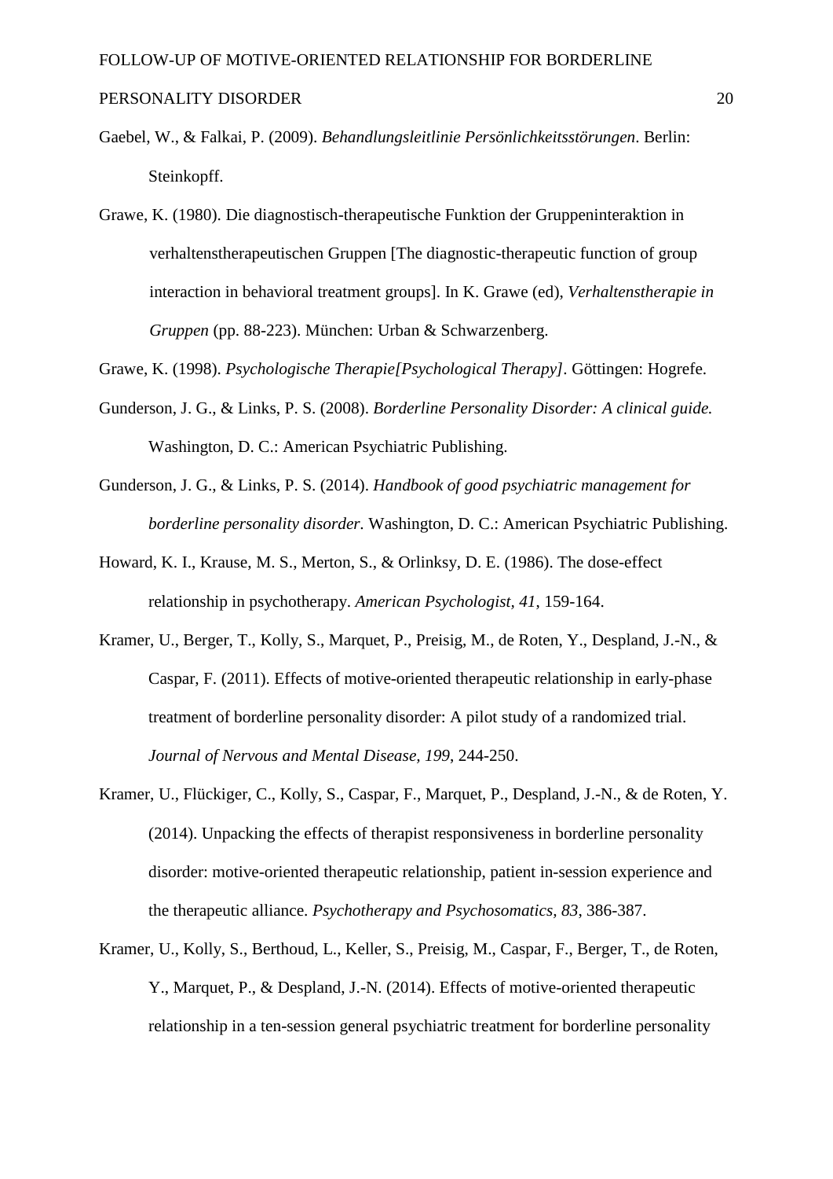Gaebel, W., & Falkai, P. (2009). *Behandlungsleitlinie Persönlichkeitsstörungen*. Berlin: Steinkopff.

Grawe, K. (1980). Die diagnostisch-therapeutische Funktion der Gruppeninteraktion in verhaltenstherapeutischen Gruppen [The diagnostic-therapeutic function of group interaction in behavioral treatment groups]. In K. Grawe (ed), *Verhaltenstherapie in Gruppen* (pp. 88-223). München: Urban & Schwarzenberg.

Grawe, K. (1998). *Psychologische Therapie[Psychological Therapy]*. Göttingen: Hogrefe.

Gunderson, J. G., & Links, P. S. (2008). *Borderline Personality Disorder: A clinical guide.* Washington, D. C.: American Psychiatric Publishing.

Gunderson, J. G., & Links, P. S. (2014). *Handbook of good psychiatric management for borderline personality disorder*. Washington, D. C.: American Psychiatric Publishing.

Howard, K. I., Krause, M. S., Merton, S., & Orlinksy, D. E. (1986). The dose-effect relationship in psychotherapy. *American Psychologist, 41*, 159-164.

Kramer, U., Berger, T., Kolly, S., Marquet, P., Preisig, M., de Roten, Y., Despland, J.-N., & Caspar, F. (2011). Effects of motive-oriented therapeutic relationship in early-phase treatment of borderline personality disorder: A pilot study of a randomized trial. *Journal of Nervous and Mental Disease, 199*, 244-250.

Kramer, U., Flückiger, C., Kolly, S., Caspar, F., Marquet, P., Despland, J.-N., & de Roten, Y. (2014). Unpacking the effects of therapist responsiveness in borderline personality disorder: motive-oriented therapeutic relationship, patient in-session experience and the therapeutic alliance. *Psychotherapy and Psychosomatics, 83*, 386-387.

Kramer, U., Kolly, S., Berthoud, L., Keller, S., Preisig, M., Caspar, F., Berger, T., de Roten, Y., Marquet, P., & Despland, J.-N. (2014). Effects of motive-oriented therapeutic relationship in a ten-session general psychiatric treatment for borderline personality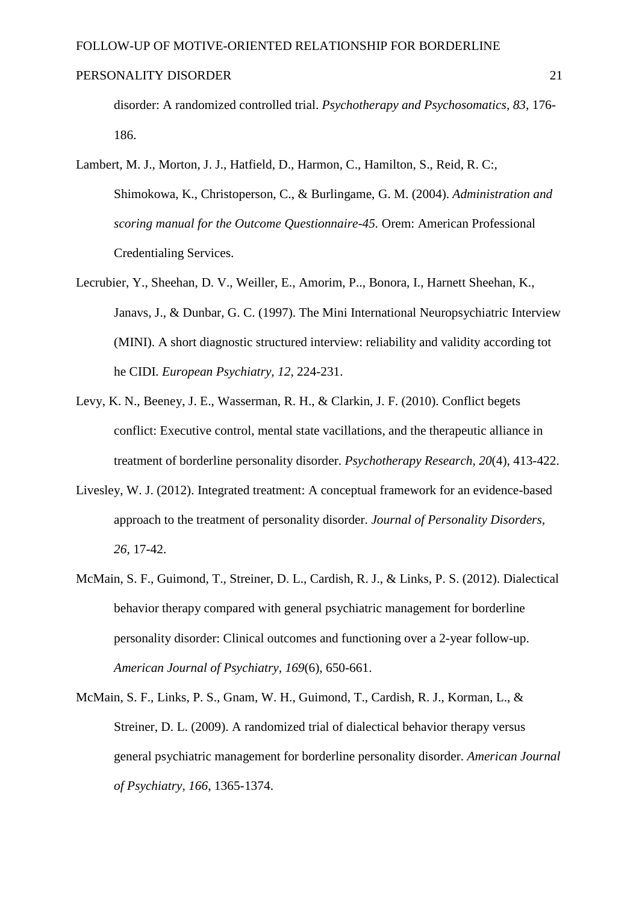disorder: A randomized controlled trial. *Psychotherapy and Psychosomatics*, *83*, 176-186.

Lambert, M. J., Morton, J. J., Hatfield, D., Harmon, C., Hamilton, S., Reid, R. C:, Shimokowa, K., Christoperson, C., & Burlingame, G. M. (2004). *Administration and scoring manual for the Outcome Questionnaire-45.* Orem: American Professional Credentialing Services.

Lecrubier, Y., Sheehan, D. V., Weiller, E., Amorim, P.., Bonora, I., Harnett Sheehan, K., Janavs, J., & Dunbar, G. C. (1997). The Mini International Neuropsychiatric Interview (MINI). A short diagnostic structured interview: reliability and validity according tot he CIDI. *European Psychiatry, 12*, 224-231.

Levy, K. N., Beeney, J. E., Wasserman, R. H., & Clarkin, J. F. (2010). Conflict begets conflict: Executive control, mental state vacillations, and the therapeutic alliance in treatment of borderline personality disorder. *Psychotherapy Research*, *20*(4), 413-422.

Livesley, W. J. (2012). Integrated treatment: A conceptual framework for an evidence-based approach to the treatment of personality disorder. *Journal of Personality Disorders, 26*, 17-42.

McMain, S. F., Guimond, T., Streiner, D. L., Cardish, R. J., & Links, P. S. (2012). Dialectical behavior therapy compared with general psychiatric management for borderline personality disorder: Clinical outcomes and functioning over a 2-year follow-up. *American Journal of Psychiatry, 169*(6), 650-661.

McMain, S. F., Links, P. S., Gnam, W. H., Guimond, T., Cardish, R. J., Korman, L., & Streiner, D. L. (2009). A randomized trial of dialectical behavior therapy versus general psychiatric management for borderline personality disorder. *American Journal of Psychiatry, 166*, 1365-1374.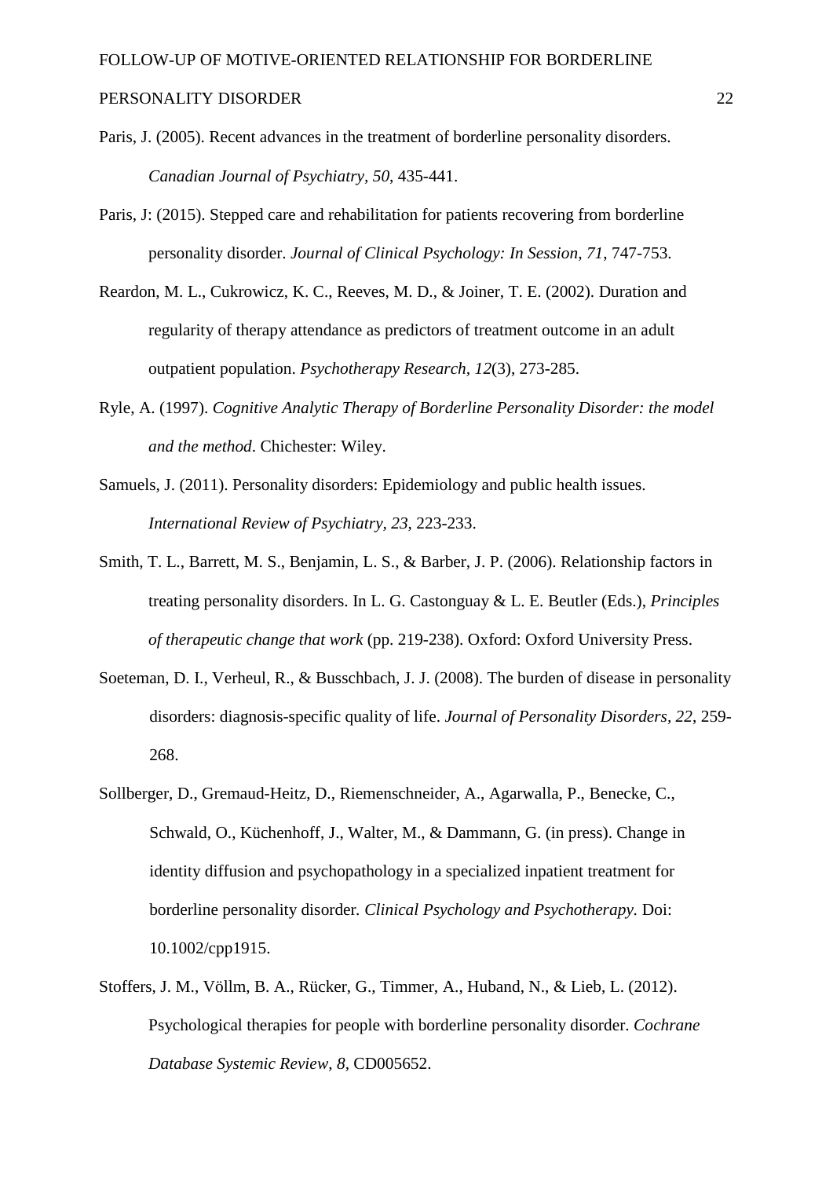Paris, J. (2005). Recent advances in the treatment of borderline personality disorders. *Canadian Journal of Psychiatry, 50*, 435-441.

Paris, J: (2015). Stepped care and rehabilitation for patients recovering from borderline personality disorder. *Journal of Clinical Psychology: In Session, 71*, 747-753.

Reardon, M. L., Cukrowicz, K. C., Reeves, M. D., & Joiner, T. E. (2002). Duration and regularity of therapy attendance as predictors of treatment outcome in an adult outpatient population. *Psychotherapy Research, 12*(3), 273-285.

Ryle, A. (1997). *Cognitive Analytic Therapy of Borderline Personality Disorder: the model and the method*. Chichester: Wiley.

Samuels, J. (2011). Personality disorders: Epidemiology and public health issues. *International Review of Psychiatry, 23*, 223-233.

Smith, T. L., Barrett, M. S., Benjamin, L. S., & Barber, J. P. (2006). Relationship factors in treating personality disorders. In L. G. Castonguay & L. E. Beutler (Eds.), *Principles of therapeutic change that work* (pp. 219-238). Oxford: Oxford University Press.

Soeteman, D. I., Verheul, R., & Busschbach, J. J. (2008). The burden of disease in personality disorders: diagnosis-specific quality of life. *Journal of Personality Disorders, 22*, 259-268.

Sollberger, D., Gremaud-Heitz, D., Riemenschneider, A., Agarwalla, P., Benecke, C., Schwald, O., Küchenhoff, J., Walter, M., & Dammann, G. (in press). Change in identity diffusion and psychopathology in a specialized inpatient treatment for borderline personality disorder. *Clinical Psychology and Psychotherapy.* Doi: 10.1002/cpp1915.

Stoffers, J. M., Völlm, B. A., Rücker, G., Timmer, A., Huband, N., & Lieb, L. (2012). Psychological therapies for people with borderline personality disorder. *Cochrane Database Systemic Review, 8*, CD005652.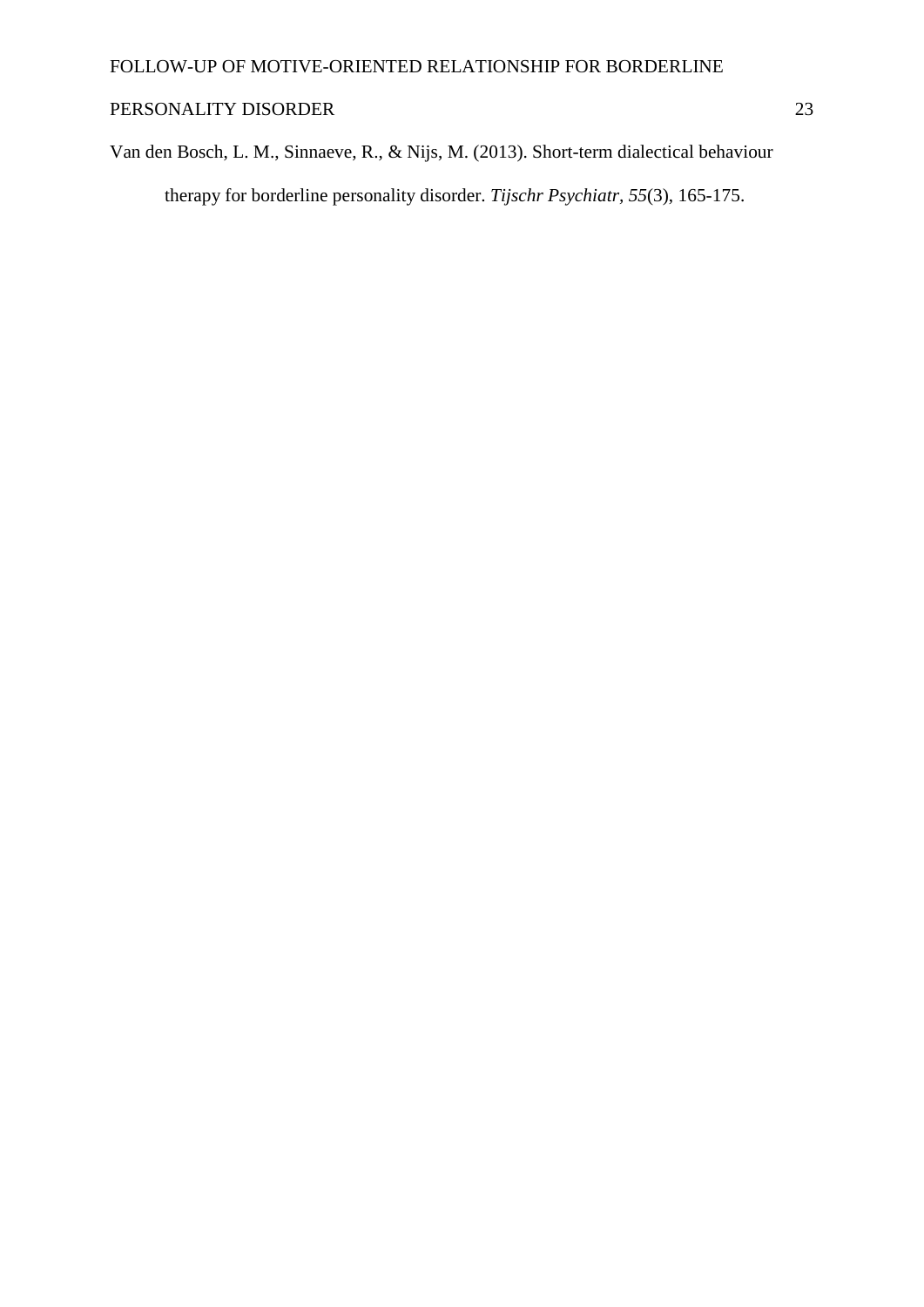Van den Bosch, L. M., Sinnaeve, R., & Nijs, M. (2013). Short-term dialectical behaviour therapy for borderline personality disorder. *Tijschr Psychiatr*, *55*(3), 165-175.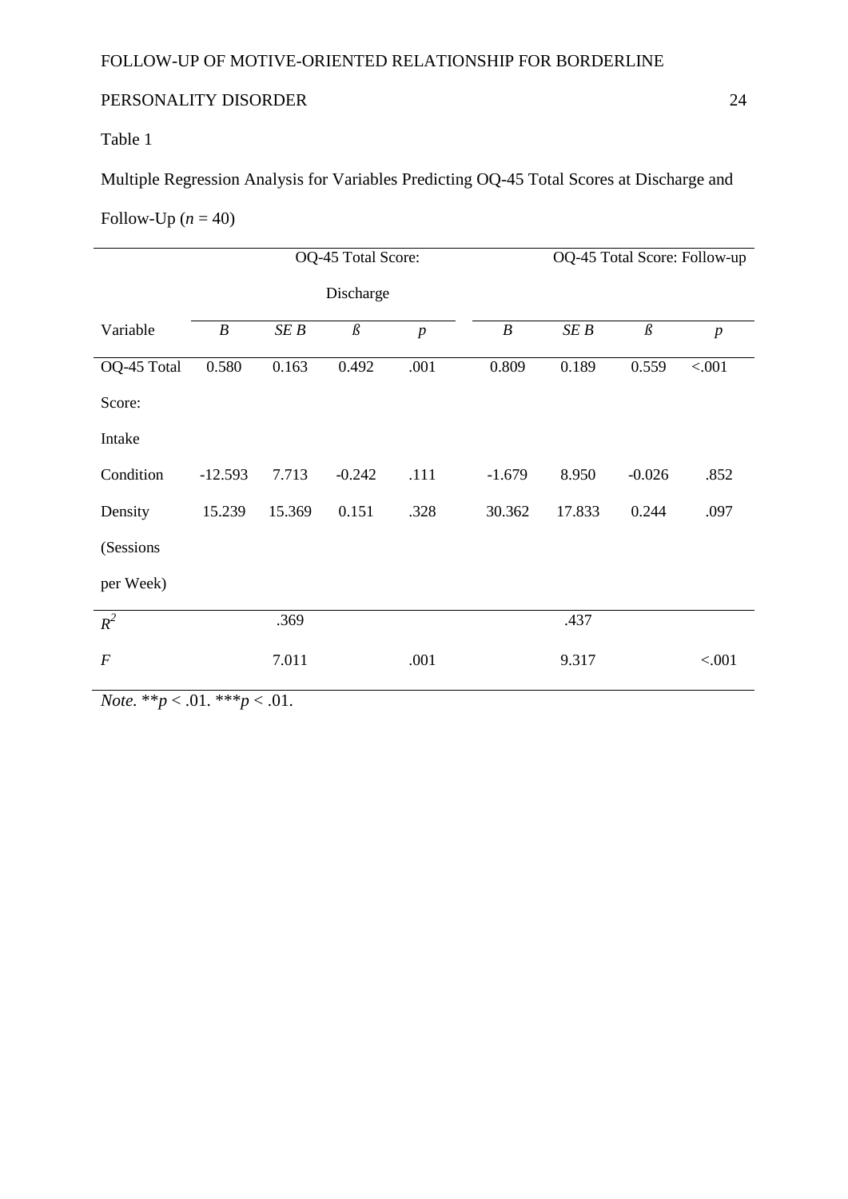Table 1

Multiple Regression Analysis for Variables Predicting OQ-45 Total Scores at Discharge and Follow-Up ($n$ = 40)

| | OQ-45 Total Score: Discharge | | | | OQ-45 Total Score: Follow-up | | | |
|---|---|---|---|---|---|---|---|---|
| Variable | *B* | *SE B* | *ß* | *p* | *B* | *SE B* | *ß* | *p* |
| OQ-45 Total Score: Intake | 0.580 | 0.163 | 0.492 | .001 | 0.809 | 0.189 | 0.559 | <.001 |
| Condition | -12.593 | 7.713 | -0.242 | .111 | -1.679 | 8.950 | -0.026 | .852 |
| Density (Sessions per Week) | 15.239 | 15.369 | 0.151 | .328 | 30.362 | 17.833 | 0.244 | .097 |
| $R^2$ | | .369 | | | | .437 | | |
| *F* | | 7.011 | | .001 | | 9.317 | | <.001 |

*Note*. \*\*$p$ < .01. \*\*\*$p$ < .01.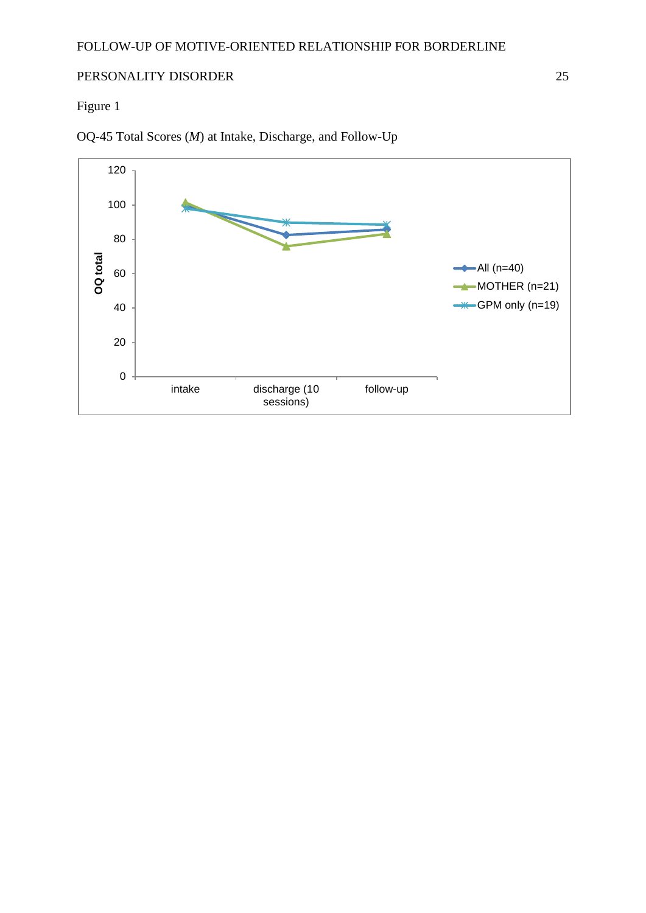Figure 1

OQ-45 Total Scores (*M*) at Intake, Discharge, and Follow-Up

120
100
80
60
40
20
0

OQ total

intake
discharge (10 sessions)
follow-up

All (n=40)
MOTHER (n=21)
GPM only (n=19)